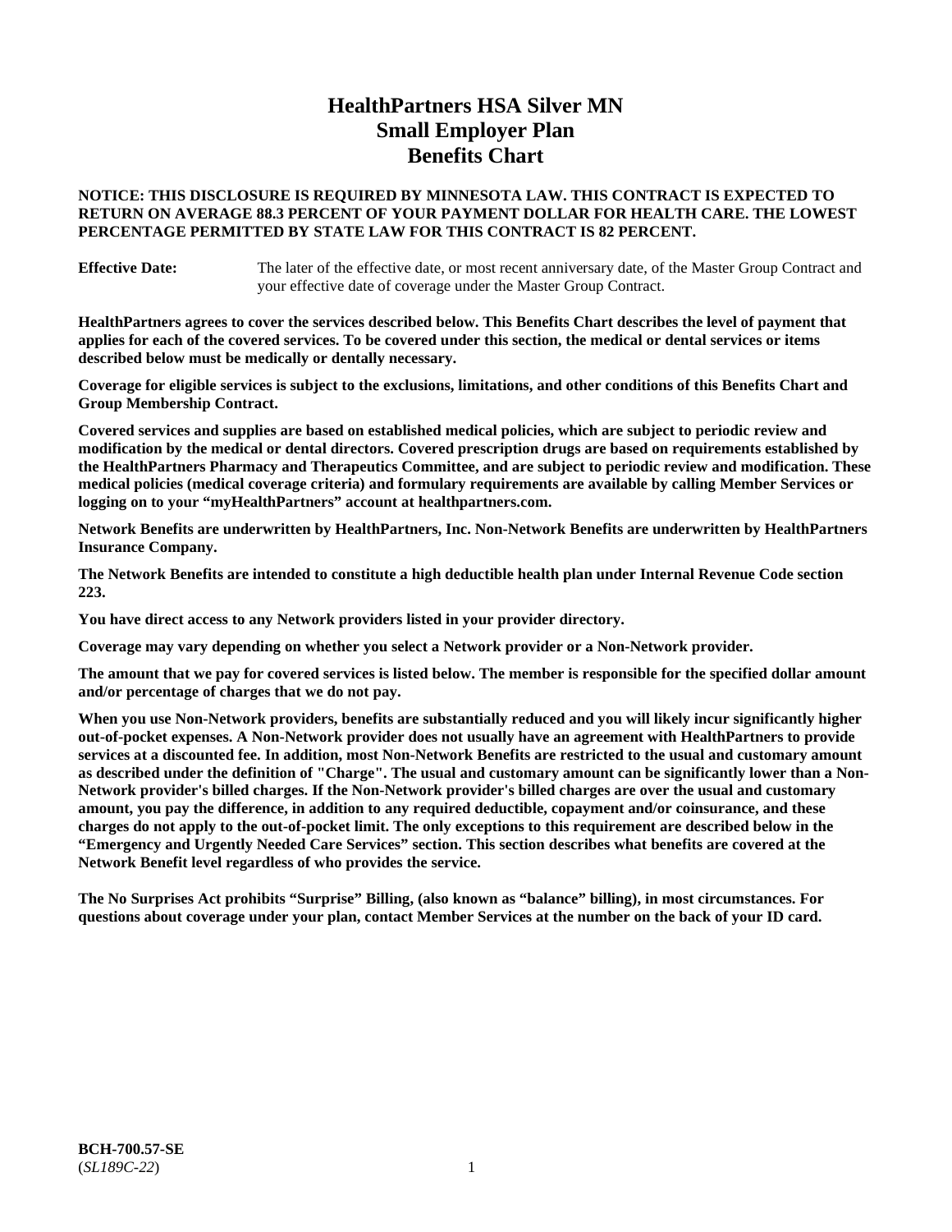# HealthPartners HSA Silver MN
# Small Employer Plan
# Benefits Chart

**NOTICE: THIS DISCLOSURE IS REQUIRED BY MINNESOTA LAW. THIS CONTRACT IS EXPECTED TO RETURN ON AVERAGE 88.3 PERCENT OF YOUR PAYMENT DOLLAR FOR HEALTH CARE. THE LOWEST PERCENTAGE PERMITTED BY STATE LAW FOR THIS CONTRACT IS 82 PERCENT.**

**Effective Date:** The later of the effective date, or most recent anniversary date, of the Master Group Contract and your effective date of coverage under the Master Group Contract.

**HealthPartners agrees to cover the services described below. This Benefits Chart describes the level of payment that applies for each of the covered services. To be covered under this section, the medical or dental services or items described below must be medically or dentally necessary.**

**Coverage for eligible services is subject to the exclusions, limitations, and other conditions of this Benefits Chart and Group Membership Contract.**

**Covered services and supplies are based on established medical policies, which are subject to periodic review and modification by the medical or dental directors. Covered prescription drugs are based on requirements established by the HealthPartners Pharmacy and Therapeutics Committee, and are subject to periodic review and modification. These medical policies (medical coverage criteria) and formulary requirements are available by calling Member Services or logging on to your "myHealthPartners" account at healthpartners.com.**

**Network Benefits are underwritten by HealthPartners, Inc. Non-Network Benefits are underwritten by HealthPartners Insurance Company.**

**The Network Benefits are intended to constitute a high deductible health plan under Internal Revenue Code section 223.**

**You have direct access to any Network providers listed in your provider directory.**

**Coverage may vary depending on whether you select a Network provider or a Non-Network provider.**

**The amount that we pay for covered services is listed below. The member is responsible for the specified dollar amount and/or percentage of charges that we do not pay.**

**When you use Non-Network providers, benefits are substantially reduced and you will likely incur significantly higher out-of-pocket expenses. A Non-Network provider does not usually have an agreement with HealthPartners to provide services at a discounted fee. In addition, most Non-Network Benefits are restricted to the usual and customary amount as described under the definition of "Charge". The usual and customary amount can be significantly lower than a Non-Network provider's billed charges. If the Non-Network provider's billed charges are over the usual and customary amount, you pay the difference, in addition to any required deductible, copayment and/or coinsurance, and these charges do not apply to the out-of-pocket limit. The only exceptions to this requirement are described below in the "Emergency and Urgently Needed Care Services" section. This section describes what benefits are covered at the Network Benefit level regardless of who provides the service.**

**The No Surprises Act prohibits "Surprise" Billing, (also known as "balance" billing), in most circumstances. For questions about coverage under your plan, contact Member Services at the number on the back of your ID card.**

**BCH-700.57-SE**
(*SL189C-22*)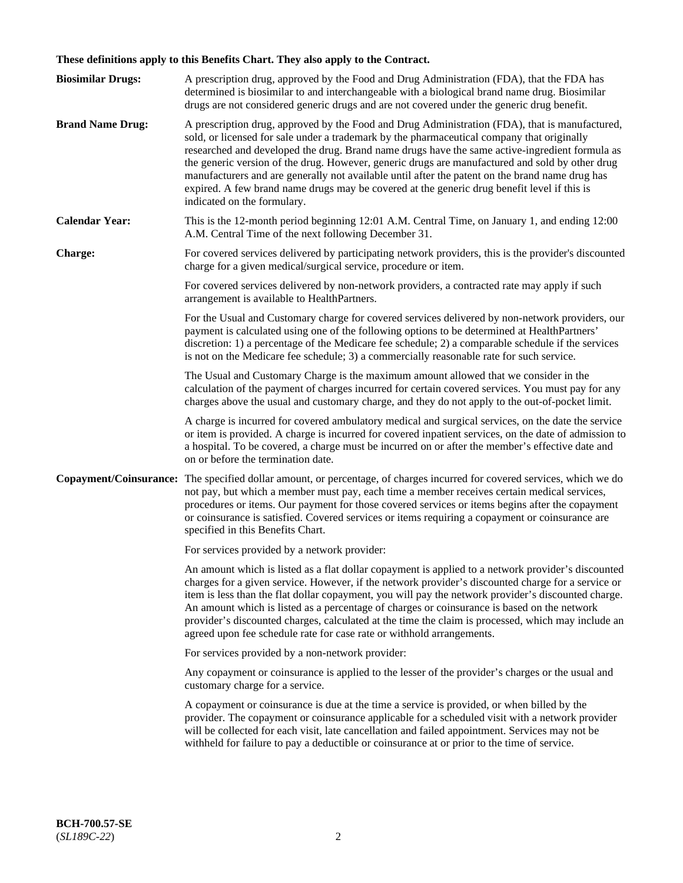**These definitions apply to this Benefits Chart. They also apply to the Contract.**

**Biosimilar Drugs:** A prescription drug, approved by the Food and Drug Administration (FDA), that the FDA has determined is biosimilar to and interchangeable with a biological brand name drug. Biosimilar drugs are not considered generic drugs and are not covered under the generic drug benefit.

**Brand Name Drug:** A prescription drug, approved by the Food and Drug Administration (FDA), that is manufactured, sold, or licensed for sale under a trademark by the pharmaceutical company that originally researched and developed the drug. Brand name drugs have the same active-ingredient formula as the generic version of the drug. However, generic drugs are manufactured and sold by other drug manufacturers and are generally not available until after the patent on the brand name drug has expired. A few brand name drugs may be covered at the generic drug benefit level if this is indicated on the formulary.

**Calendar Year:** This is the 12-month period beginning 12:01 A.M. Central Time, on January 1, and ending 12:00 A.M. Central Time of the next following December 31.

**Charge:** For covered services delivered by participating network providers, this is the provider's discounted charge for a given medical/surgical service, procedure or item.

For covered services delivered by non-network providers, a contracted rate may apply if such arrangement is available to HealthPartners.

For the Usual and Customary charge for covered services delivered by non-network providers, our payment is calculated using one of the following options to be determined at HealthPartners' discretion: 1) a percentage of the Medicare fee schedule; 2) a comparable schedule if the services is not on the Medicare fee schedule; 3) a commercially reasonable rate for such service.

The Usual and Customary Charge is the maximum amount allowed that we consider in the calculation of the payment of charges incurred for certain covered services. You must pay for any charges above the usual and customary charge, and they do not apply to the out-of-pocket limit.

A charge is incurred for covered ambulatory medical and surgical services, on the date the service or item is provided. A charge is incurred for covered inpatient services, on the date of admission to a hospital. To be covered, a charge must be incurred on or after the member's effective date and on or before the termination date.

**Copayment/Coinsurance:** The specified dollar amount, or percentage, of charges incurred for covered services, which we do not pay, but which a member must pay, each time a member receives certain medical services, procedures or items. Our payment for those covered services or items begins after the copayment or coinsurance is satisfied. Covered services or items requiring a copayment or coinsurance are specified in this Benefits Chart.

For services provided by a network provider:

An amount which is listed as a flat dollar copayment is applied to a network provider's discounted charges for a given service. However, if the network provider's discounted charge for a service or item is less than the flat dollar copayment, you will pay the network provider's discounted charge. An amount which is listed as a percentage of charges or coinsurance is based on the network provider's discounted charges, calculated at the time the claim is processed, which may include an agreed upon fee schedule rate for case rate or withhold arrangements.

For services provided by a non-network provider:

Any copayment or coinsurance is applied to the lesser of the provider's charges or the usual and customary charge for a service.

A copayment or coinsurance is due at the time a service is provided, or when billed by the provider. The copayment or coinsurance applicable for a scheduled visit with a network provider will be collected for each visit, late cancellation and failed appointment. Services may not be withheld for failure to pay a deductible or coinsurance at or prior to the time of service.

**BCH-700.57-SE**
(*SL189C-22*)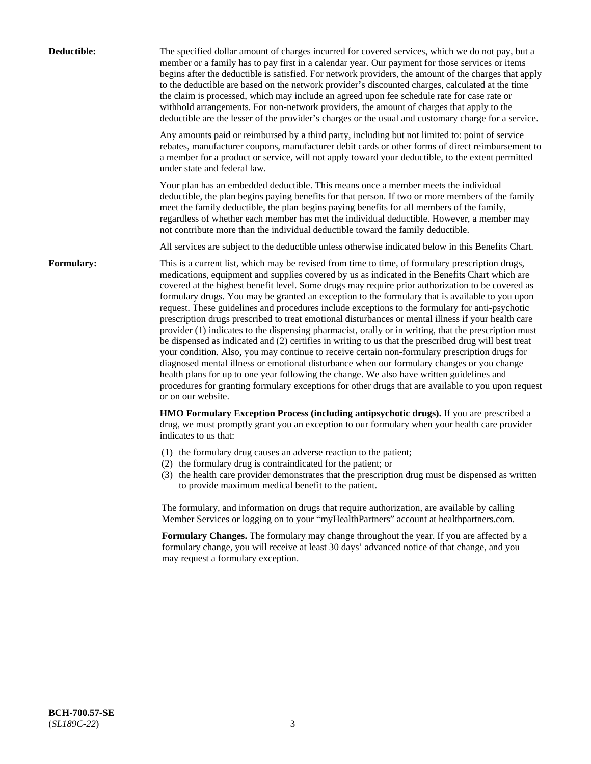**Deductible:** The specified dollar amount of charges incurred for covered services, which we do not pay, but a member or a family has to pay first in a calendar year. Our payment for those services or items begins after the deductible is satisfied. For network providers, the amount of the charges that apply to the deductible are based on the network provider's discounted charges, calculated at the time the claim is processed, which may include an agreed upon fee schedule rate for case rate or withhold arrangements. For non-network providers, the amount of charges that apply to the deductible are the lesser of the provider's charges or the usual and customary charge for a service.

Any amounts paid or reimbursed by a third party, including but not limited to: point of service rebates, manufacturer coupons, manufacturer debit cards or other forms of direct reimbursement to a member for a product or service, will not apply toward your deductible, to the extent permitted under state and federal law.

Your plan has an embedded deductible. This means once a member meets the individual deductible, the plan begins paying benefits for that person. If two or more members of the family meet the family deductible, the plan begins paying benefits for all members of the family, regardless of whether each member has met the individual deductible. However, a member may not contribute more than the individual deductible toward the family deductible.

All services are subject to the deductible unless otherwise indicated below in this Benefits Chart.

**Formulary:** This is a current list, which may be revised from time to time, of formulary prescription drugs, medications, equipment and supplies covered by us as indicated in the Benefits Chart which are covered at the highest benefit level. Some drugs may require prior authorization to be covered as formulary drugs. You may be granted an exception to the formulary that is available to you upon request. These guidelines and procedures include exceptions to the formulary for anti-psychotic prescription drugs prescribed to treat emotional disturbances or mental illness if your health care provider (1) indicates to the dispensing pharmacist, orally or in writing, that the prescription must be dispensed as indicated and (2) certifies in writing to us that the prescribed drug will best treat your condition. Also, you may continue to receive certain non-formulary prescription drugs for diagnosed mental illness or emotional disturbance when our formulary changes or you change health plans for up to one year following the change. We also have written guidelines and procedures for granting formulary exceptions for other drugs that are available to you upon request or on our website.

**HMO Formulary Exception Process (including antipsychotic drugs).** If you are prescribed a drug, we must promptly grant you an exception to our formulary when your health care provider indicates to us that:

(1) the formulary drug causes an adverse reaction to the patient;
(2) the formulary drug is contraindicated for the patient; or
(3) the health care provider demonstrates that the prescription drug must be dispensed as written to provide maximum medical benefit to the patient.

The formulary, and information on drugs that require authorization, are available by calling Member Services or logging on to your "myHealthPartners" account at healthpartners.com.

**Formulary Changes.** The formulary may change throughout the year. If you are affected by a formulary change, you will receive at least 30 days' advanced notice of that change, and you may request a formulary exception.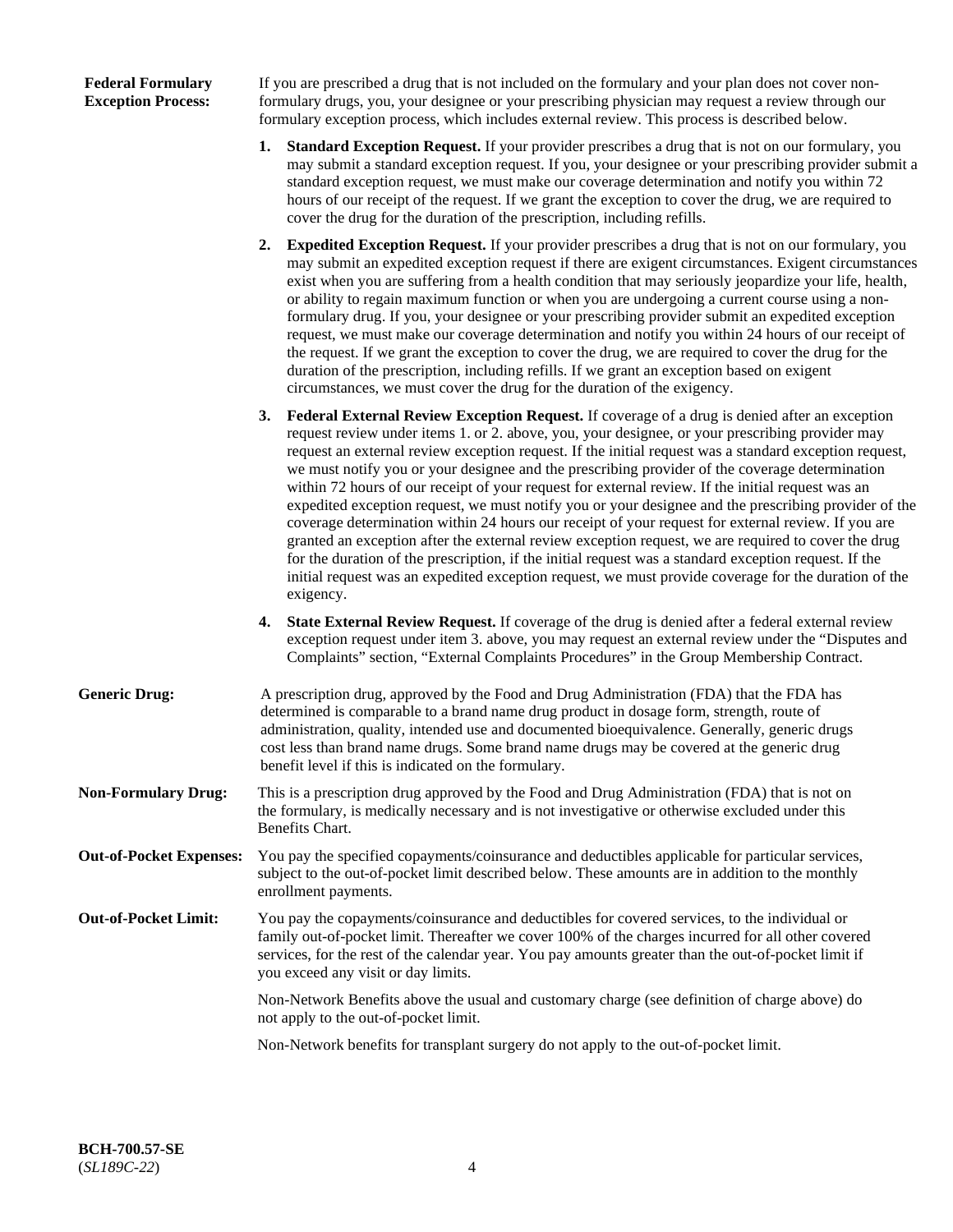**Federal Formulary Exception Process:** If you are prescribed a drug that is not included on the formulary and your plan does not cover non-formulary drugs, you, your designee or your prescribing physician may request a review through our formulary exception process, which includes external review. This process is described below.

1. **Standard Exception Request.** If your provider prescribes a drug that is not on our formulary, you may submit a standard exception request. If you, your designee or your prescribing provider submit a standard exception request, we must make our coverage determination and notify you within 72 hours of our receipt of the request. If we grant the exception to cover the drug, we are required to cover the drug for the duration of the prescription, including refills.

2. **Expedited Exception Request.** If your provider prescribes a drug that is not on our formulary, you may submit an expedited exception request if there are exigent circumstances. Exigent circumstances exist when you are suffering from a health condition that may seriously jeopardize your life, health, or ability to regain maximum function or when you are undergoing a current course using a non-formulary drug. If you, your designee or your prescribing provider submit an expedited exception request, we must make our coverage determination and notify you within 24 hours of our receipt of the request. If we grant the exception to cover the drug, we are required to cover the drug for the duration of the prescription, including refills. If we grant an exception based on exigent circumstances, we must cover the drug for the duration of the exigency.

3. **Federal External Review Exception Request.** If coverage of a drug is denied after an exception request review under items 1. or 2. above, you, your designee, or your prescribing provider may request an external review exception request. If the initial request was a standard exception request, we must notify you or your designee and the prescribing provider of the coverage determination within 72 hours of our receipt of your request for external review. If the initial request was an expedited exception request, we must notify you or your designee and the prescribing provider of the coverage determination within 24 hours our receipt of your request for external review. If you are granted an exception after the external review exception request, we are required to cover the drug for the duration of the prescription, if the initial request was a standard exception request. If the initial request was an expedited exception request, we must provide coverage for the duration of the exigency.

4. **State External Review Request.** If coverage of the drug is denied after a federal external review exception request under item 3. above, you may request an external review under the "Disputes and Complaints" section, "External Complaints Procedures" in the Group Membership Contract.

**Generic Drug:** A prescription drug, approved by the Food and Drug Administration (FDA) that the FDA has determined is comparable to a brand name drug product in dosage form, strength, route of administration, quality, intended use and documented bioequivalence. Generally, generic drugs cost less than brand name drugs. Some brand name drugs may be covered at the generic drug benefit level if this is indicated on the formulary.

**Non-Formulary Drug:** This is a prescription drug approved by the Food and Drug Administration (FDA) that is not on the formulary, is medically necessary and is not investigative or otherwise excluded under this Benefits Chart.

**Out-of-Pocket Expenses:** You pay the specified copayments/coinsurance and deductibles applicable for particular services, subject to the out-of-pocket limit described below. These amounts are in addition to the monthly enrollment payments.

**Out-of-Pocket Limit:** You pay the copayments/coinsurance and deductibles for covered services, to the individual or family out-of-pocket limit. Thereafter we cover 100% of the charges incurred for all other covered services, for the rest of the calendar year. You pay amounts greater than the out-of-pocket limit if you exceed any visit or day limits.

Non-Network Benefits above the usual and customary charge (see definition of charge above) do not apply to the out-of-pocket limit.

Non-Network benefits for transplant surgery do not apply to the out-of-pocket limit.

**BCH-700.57-SE**
(*SL189C-22*)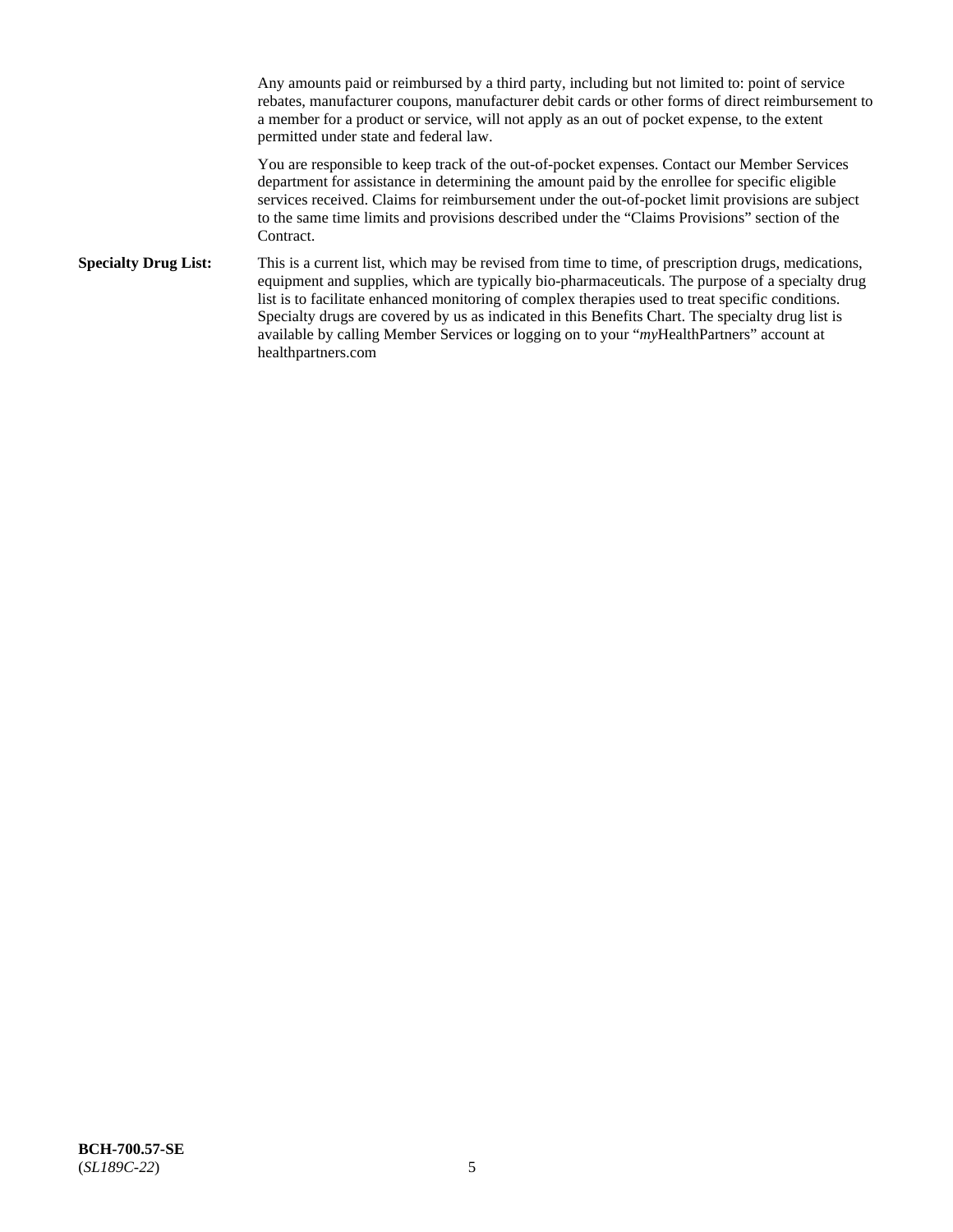Any amounts paid or reimbursed by a third party, including but not limited to: point of service rebates, manufacturer coupons, manufacturer debit cards or other forms of direct reimbursement to a member for a product or service, will not apply as an out of pocket expense, to the extent permitted under state and federal law.

You are responsible to keep track of the out-of-pocket expenses. Contact our Member Services department for assistance in determining the amount paid by the enrollee for specific eligible services received. Claims for reimbursement under the out-of-pocket limit provisions are subject to the same time limits and provisions described under the "Claims Provisions" section of the Contract.

**Specialty Drug List:** This is a current list, which may be revised from time to time, of prescription drugs, medications, equipment and supplies, which are typically bio-pharmaceuticals. The purpose of a specialty drug list is to facilitate enhanced monitoring of complex therapies used to treat specific conditions. Specialty drugs are covered by us as indicated in this Benefits Chart. The specialty drug list is available by calling Member Services or logging on to your "*my*HealthPartners" account at healthpartners.com

**BCH-700.57-SE**
(*SL189C-22*)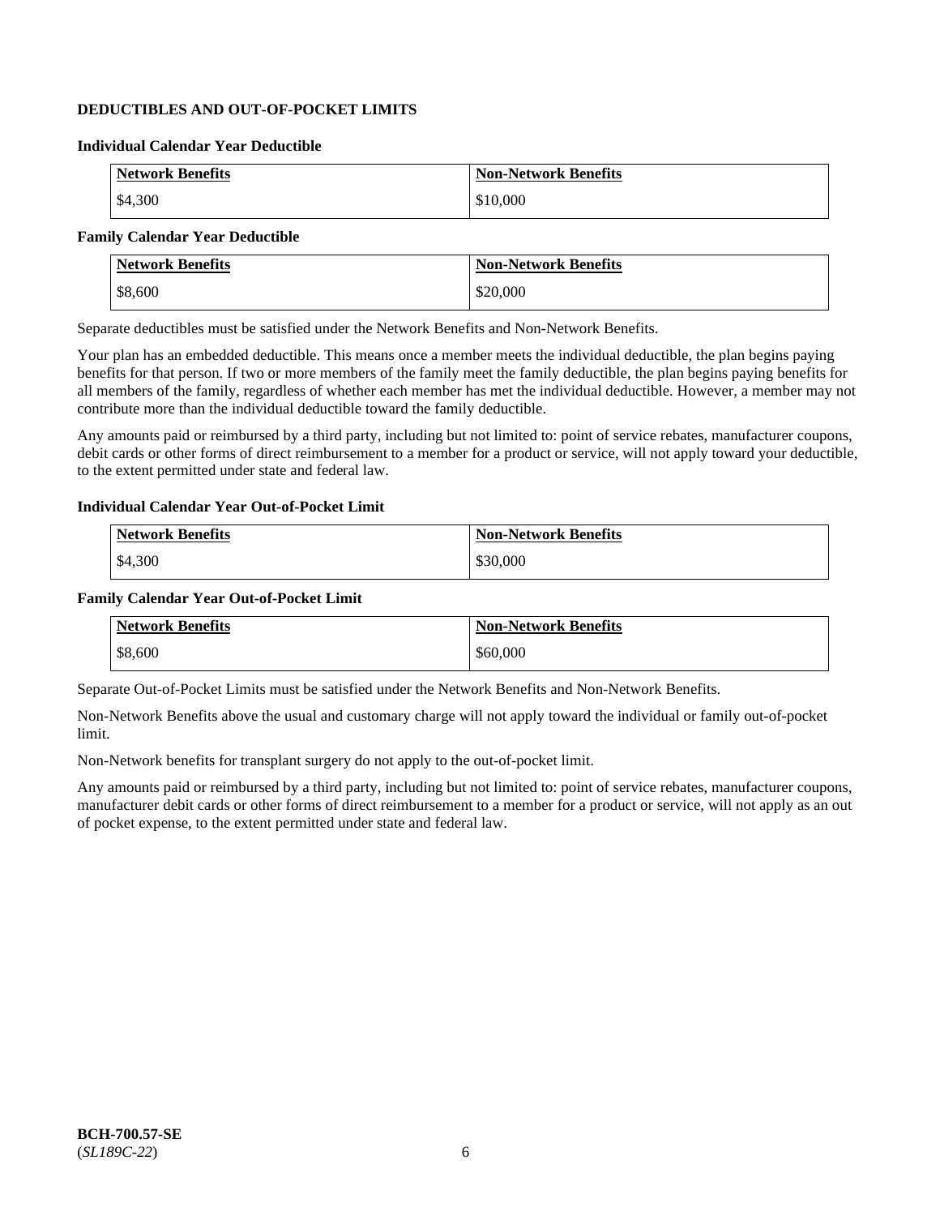## DEDUCTIBLES AND OUT-OF-POCKET LIMITS

### Individual Calendar Year Deductible

| Network Benefits | Non-Network Benefits |
|---|---|
| $4,300 | $10,000 |

### Family Calendar Year Deductible

| Network Benefits | Non-Network Benefits |
|---|---|
| $8,600 | $20,000 |

Separate deductibles must be satisfied under the Network Benefits and Non-Network Benefits.

Your plan has an embedded deductible. This means once a member meets the individual deductible, the plan begins paying benefits for that person. If two or more members of the family meet the family deductible, the plan begins paying benefits for all members of the family, regardless of whether each member has met the individual deductible. However, a member may not contribute more than the individual deductible toward the family deductible.

Any amounts paid or reimbursed by a third party, including but not limited to: point of service rebates, manufacturer coupons, debit cards or other forms of direct reimbursement to a member for a product or service, will not apply toward your deductible, to the extent permitted under state and federal law.

### Individual Calendar Year Out-of-Pocket Limit

| Network Benefits | Non-Network Benefits |
|---|---|
| $4,300 | $30,000 |

### Family Calendar Year Out-of-Pocket Limit

| Network Benefits | Non-Network Benefits |
|---|---|
| $8,600 | $60,000 |

Separate Out-of-Pocket Limits must be satisfied under the Network Benefits and Non-Network Benefits.

Non-Network Benefits above the usual and customary charge will not apply toward the individual or family out-of-pocket limit.

Non-Network benefits for transplant surgery do not apply to the out-of-pocket limit.

Any amounts paid or reimbursed by a third party, including but not limited to: point of service rebates, manufacturer coupons, manufacturer debit cards or other forms of direct reimbursement to a member for a product or service, will not apply as an out of pocket expense, to the extent permitted under state and federal law.

**BCH-700.57-SE**
(*SL189C-22*)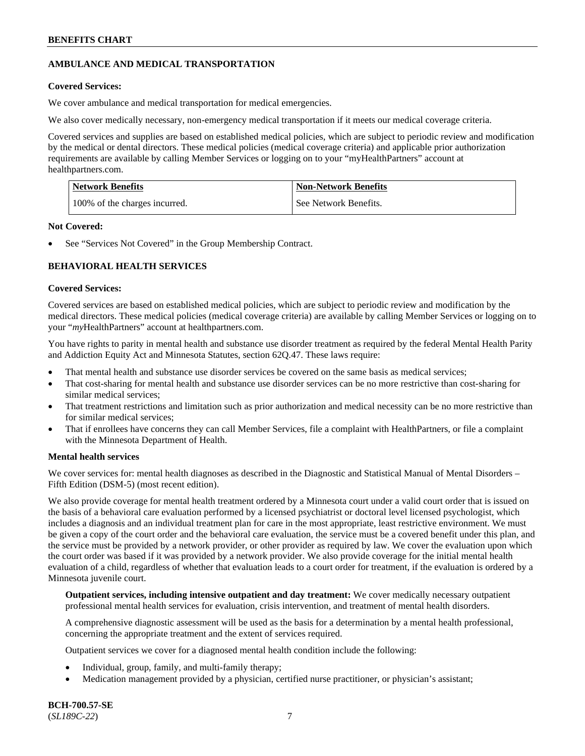## AMBULANCE AND MEDICAL TRANSPORTATION

**Covered Services:**

We cover ambulance and medical transportation for medical emergencies.

We also cover medically necessary, non-emergency medical transportation if it meets our medical coverage criteria.

Covered services and supplies are based on established medical policies, which are subject to periodic review and modification by the medical or dental directors. These medical policies (medical coverage criteria) and applicable prior authorization requirements are available by calling Member Services or logging on to your "myHealthPartners" account at healthpartners.com.

| Network Benefits | Non-Network Benefits |
|---|---|
| 100% of the charges incurred. | See Network Benefits. |

**Not Covered:**

- See "Services Not Covered" in the Group Membership Contract.

## BEHAVIORAL HEALTH SERVICES

**Covered Services:**

Covered services are based on established medical policies, which are subject to periodic review and modification by the medical directors. These medical policies (medical coverage criteria) are available by calling Member Services or logging on to your "*my*HealthPartners" account at healthpartners.com.

You have rights to parity in mental health and substance use disorder treatment as required by the federal Mental Health Parity and Addiction Equity Act and Minnesota Statutes, section 62Q.47. These laws require:

- That mental health and substance use disorder services be covered on the same basis as medical services;
- That cost-sharing for mental health and substance use disorder services can be no more restrictive than cost-sharing for similar medical services;
- That treatment restrictions and limitation such as prior authorization and medical necessity can be no more restrictive than for similar medical services;
- That if enrollees have concerns they can call Member Services, file a complaint with HealthPartners, or file a complaint with the Minnesota Department of Health.

**Mental health services**

We cover services for: mental health diagnoses as described in the Diagnostic and Statistical Manual of Mental Disorders – Fifth Edition (DSM-5) (most recent edition).

We also provide coverage for mental health treatment ordered by a Minnesota court under a valid court order that is issued on the basis of a behavioral care evaluation performed by a licensed psychiatrist or doctoral level licensed psychologist, which includes a diagnosis and an individual treatment plan for care in the most appropriate, least restrictive environment. We must be given a copy of the court order and the behavioral care evaluation, the service must be a covered benefit under this plan, and the service must be provided by a network provider, or other provider as required by law. We cover the evaluation upon which the court order was based if it was provided by a network provider. We also provide coverage for the initial mental health evaluation of a child, regardless of whether that evaluation leads to a court order for treatment, if the evaluation is ordered by a Minnesota juvenile court.

**Outpatient services, including intensive outpatient and day treatment:** We cover medically necessary outpatient professional mental health services for evaluation, crisis intervention, and treatment of mental health disorders.

A comprehensive diagnostic assessment will be used as the basis for a determination by a mental health professional, concerning the appropriate treatment and the extent of services required.

Outpatient services we cover for a diagnosed mental health condition include the following:

- Individual, group, family, and multi-family therapy;
- Medication management provided by a physician, certified nurse practitioner, or physician's assistant;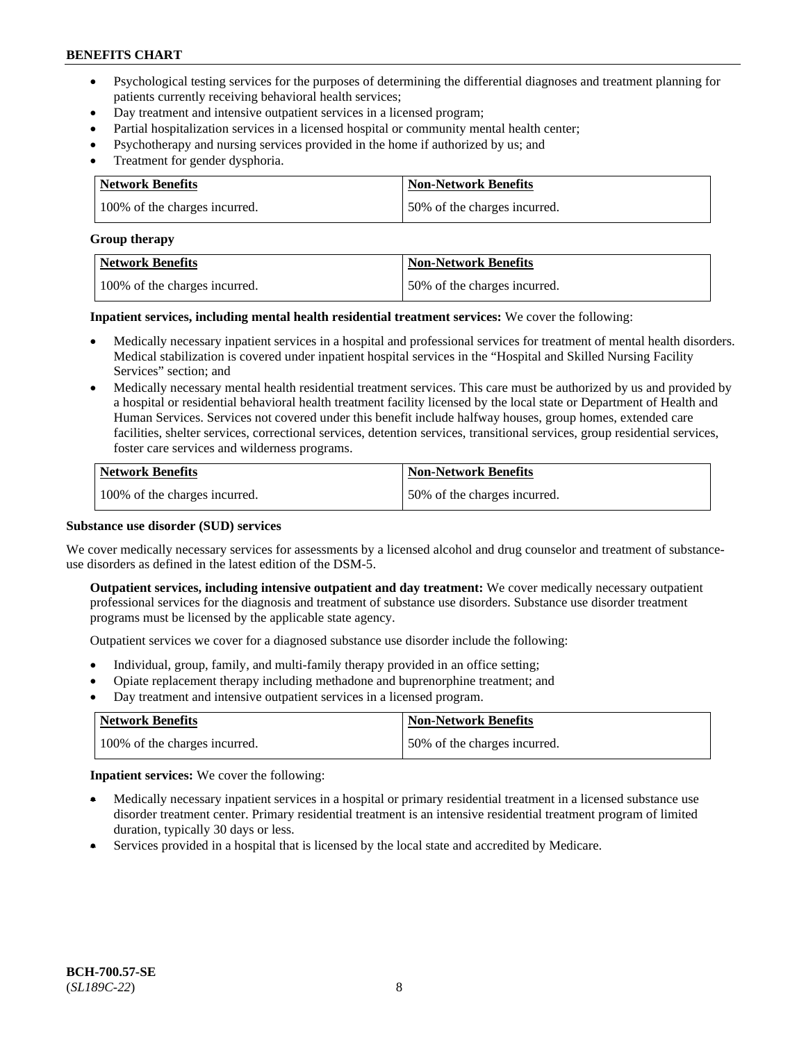- Psychological testing services for the purposes of determining the differential diagnoses and treatment planning for patients currently receiving behavioral health services;
- Day treatment and intensive outpatient services in a licensed program;
- Partial hospitalization services in a licensed hospital or community mental health center;
- Psychotherapy and nursing services provided in the home if authorized by us; and
- Treatment for gender dysphoria.

| Network Benefits | Non-Network Benefits |
|---|---|
| 100% of the charges incurred. | 50% of the charges incurred. |

**Group therapy**

| Network Benefits | Non-Network Benefits |
|---|---|
| 100% of the charges incurred. | 50% of the charges incurred. |

**Inpatient services, including mental health residential treatment services:** We cover the following:

- Medically necessary inpatient services in a hospital and professional services for treatment of mental health disorders. Medical stabilization is covered under inpatient hospital services in the "Hospital and Skilled Nursing Facility Services" section; and
- Medically necessary mental health residential treatment services. This care must be authorized by us and provided by a hospital or residential behavioral health treatment facility licensed by the local state or Department of Health and Human Services. Services not covered under this benefit include halfway houses, group homes, extended care facilities, shelter services, correctional services, detention services, transitional services, group residential services, foster care services and wilderness programs.

| Network Benefits | Non-Network Benefits |
|---|---|
| 100% of the charges incurred. | 50% of the charges incurred. |

**Substance use disorder (SUD) services**

We cover medically necessary services for assessments by a licensed alcohol and drug counselor and treatment of substance-use disorders as defined in the latest edition of the DSM-5.

**Outpatient services, including intensive outpatient and day treatment:** We cover medically necessary outpatient professional services for the diagnosis and treatment of substance use disorders. Substance use disorder treatment programs must be licensed by the applicable state agency.

Outpatient services we cover for a diagnosed substance use disorder include the following:

- Individual, group, family, and multi-family therapy provided in an office setting;
- Opiate replacement therapy including methadone and buprenorphine treatment; and
- Day treatment and intensive outpatient services in a licensed program.

| Network Benefits | Non-Network Benefits |
|---|---|
| 100% of the charges incurred. | 50% of the charges incurred. |

**Inpatient services:** We cover the following:

- Medically necessary inpatient services in a hospital or primary residential treatment in a licensed substance use disorder treatment center. Primary residential treatment is an intensive residential treatment program of limited duration, typically 30 days or less.
- Services provided in a hospital that is licensed by the local state and accredited by Medicare.

**BCH-700.57-SE**
(*SL189C-22*)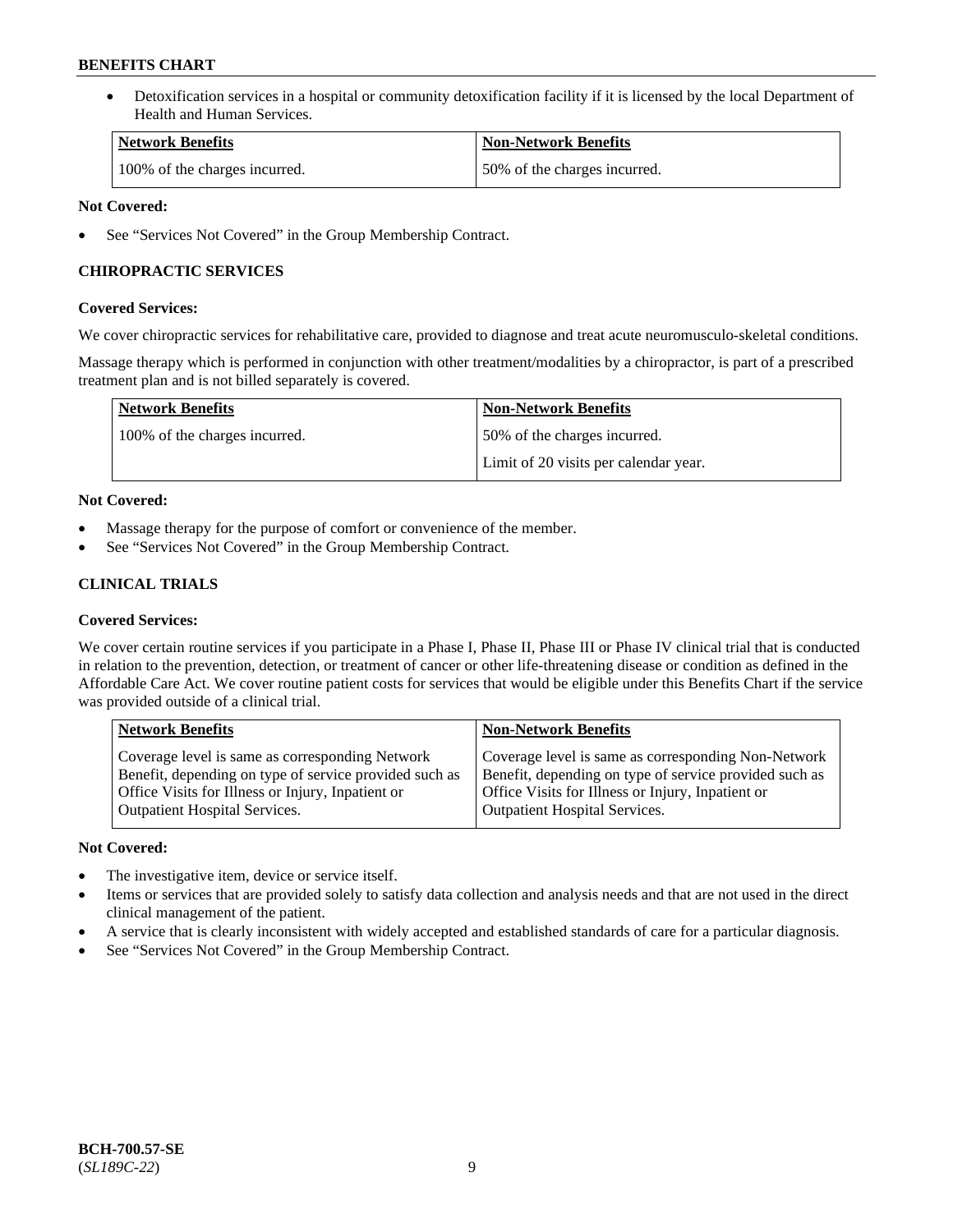- Detoxification services in a hospital or community detoxification facility if it is licensed by the local Department of Health and Human Services.

| Network Benefits | Non-Network Benefits |
|---|---|
| 100% of the charges incurred. | 50% of the charges incurred. |

**Not Covered:**

- See "Services Not Covered" in the Group Membership Contract.

### CHIROPRACTIC SERVICES

**Covered Services:**

We cover chiropractic services for rehabilitative care, provided to diagnose and treat acute neuromusculo-skeletal conditions.

Massage therapy which is performed in conjunction with other treatment/modalities by a chiropractor, is part of a prescribed treatment plan and is not billed separately is covered.

| Network Benefits | Non-Network Benefits |
|---|---|
| 100% of the charges incurred. | 50% of the charges incurred.<br>Limit of 20 visits per calendar year. |

**Not Covered:**

- Massage therapy for the purpose of comfort or convenience of the member.
- See "Services Not Covered" in the Group Membership Contract.

### CLINICAL TRIALS

**Covered Services:**

We cover certain routine services if you participate in a Phase I, Phase II, Phase III or Phase IV clinical trial that is conducted in relation to the prevention, detection, or treatment of cancer or other life-threatening disease or condition as defined in the Affordable Care Act. We cover routine patient costs for services that would be eligible under this Benefits Chart if the service was provided outside of a clinical trial.

| Network Benefits | Non-Network Benefits |
|---|---|
| Coverage level is same as corresponding Network Benefit, depending on type of service provided such as Office Visits for Illness or Injury, Inpatient or Outpatient Hospital Services. | Coverage level is same as corresponding Non-Network Benefit, depending on type of service provided such as Office Visits for Illness or Injury, Inpatient or Outpatient Hospital Services. |

**Not Covered:**

- The investigative item, device or service itself.
- Items or services that are provided solely to satisfy data collection and analysis needs and that are not used in the direct clinical management of the patient.
- A service that is clearly inconsistent with widely accepted and established standards of care for a particular diagnosis.
- See "Services Not Covered" in the Group Membership Contract.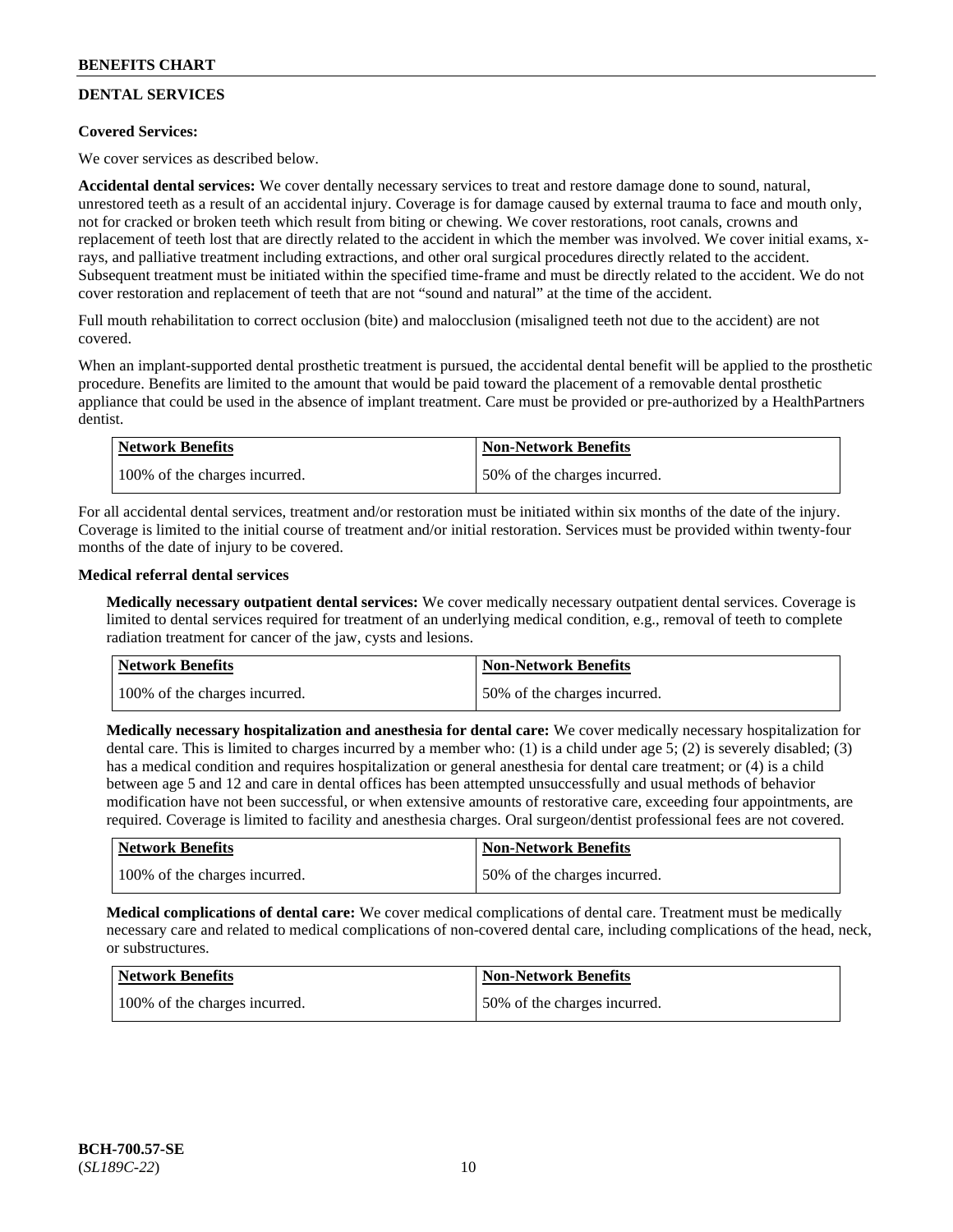## DENTAL SERVICES

**Covered Services:**

We cover services as described below.

**Accidental dental services:** We cover dentally necessary services to treat and restore damage done to sound, natural, unrestored teeth as a result of an accidental injury. Coverage is for damage caused by external trauma to face and mouth only, not for cracked or broken teeth which result from biting or chewing. We cover restorations, root canals, crowns and replacement of teeth lost that are directly related to the accident in which the member was involved. We cover initial exams, x-rays, and palliative treatment including extractions, and other oral surgical procedures directly related to the accident. Subsequent treatment must be initiated within the specified time-frame and must be directly related to the accident. We do not cover restoration and replacement of teeth that are not "sound and natural" at the time of the accident.

Full mouth rehabilitation to correct occlusion (bite) and malocclusion (misaligned teeth not due to the accident) are not covered.

When an implant-supported dental prosthetic treatment is pursued, the accidental dental benefit will be applied to the prosthetic procedure. Benefits are limited to the amount that would be paid toward the placement of a removable dental prosthetic appliance that could be used in the absence of implant treatment. Care must be provided or pre-authorized by a HealthPartners dentist.

| Network Benefits | Non-Network Benefits |
|---|---|
| 100% of the charges incurred. | 50% of the charges incurred. |

For all accidental dental services, treatment and/or restoration must be initiated within six months of the date of the injury. Coverage is limited to the initial course of treatment and/or initial restoration. Services must be provided within twenty-four months of the date of injury to be covered.

**Medical referral dental services**

**Medically necessary outpatient dental services:** We cover medically necessary outpatient dental services. Coverage is limited to dental services required for treatment of an underlying medical condition, e.g., removal of teeth to complete radiation treatment for cancer of the jaw, cysts and lesions.

| Network Benefits | Non-Network Benefits |
|---|---|
| 100% of the charges incurred. | 50% of the charges incurred. |

**Medically necessary hospitalization and anesthesia for dental care:** We cover medically necessary hospitalization for dental care. This is limited to charges incurred by a member who: (1) is a child under age 5; (2) is severely disabled; (3) has a medical condition and requires hospitalization or general anesthesia for dental care treatment; or (4) is a child between age 5 and 12 and care in dental offices has been attempted unsuccessfully and usual methods of behavior modification have not been successful, or when extensive amounts of restorative care, exceeding four appointments, are required. Coverage is limited to facility and anesthesia charges. Oral surgeon/dentist professional fees are not covered.

| Network Benefits | Non-Network Benefits |
|---|---|
| 100% of the charges incurred. | 50% of the charges incurred. |

**Medical complications of dental care:** We cover medical complications of dental care. Treatment must be medically necessary care and related to medical complications of non-covered dental care, including complications of the head, neck, or substructures.

| Network Benefits | Non-Network Benefits |
|---|---|
| 100% of the charges incurred. | 50% of the charges incurred. |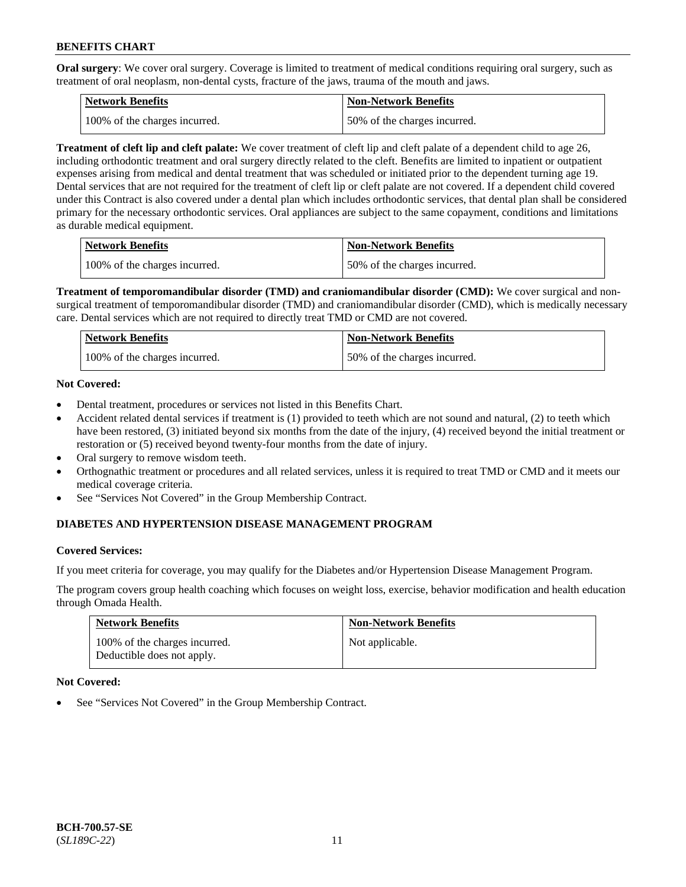**Oral surgery**: We cover oral surgery. Coverage is limited to treatment of medical conditions requiring oral surgery, such as treatment of oral neoplasm, non-dental cysts, fracture of the jaws, trauma of the mouth and jaws.

| Network Benefits | Non-Network Benefits |
|---|---|
| 100% of the charges incurred. | 50% of the charges incurred. |

**Treatment of cleft lip and cleft palate:** We cover treatment of cleft lip and cleft palate of a dependent child to age 26, including orthodontic treatment and oral surgery directly related to the cleft. Benefits are limited to inpatient or outpatient expenses arising from medical and dental treatment that was scheduled or initiated prior to the dependent turning age 19. Dental services that are not required for the treatment of cleft lip or cleft palate are not covered. If a dependent child covered under this Contract is also covered under a dental plan which includes orthodontic services, that dental plan shall be considered primary for the necessary orthodontic services. Oral appliances are subject to the same copayment, conditions and limitations as durable medical equipment.

| Network Benefits | Non-Network Benefits |
|---|---|
| 100% of the charges incurred. | 50% of the charges incurred. |

**Treatment of temporomandibular disorder (TMD) and craniomandibular disorder (CMD):** We cover surgical and non-surgical treatment of temporomandibular disorder (TMD) and craniomandibular disorder (CMD), which is medically necessary care. Dental services which are not required to directly treat TMD or CMD are not covered.

| Network Benefits | Non-Network Benefits |
|---|---|
| 100% of the charges incurred. | 50% of the charges incurred. |

**Not Covered:**

- Dental treatment, procedures or services not listed in this Benefits Chart.
- Accident related dental services if treatment is (1) provided to teeth which are not sound and natural, (2) to teeth which have been restored, (3) initiated beyond six months from the date of the injury, (4) received beyond the initial treatment or restoration or (5) received beyond twenty-four months from the date of injury.
- Oral surgery to remove wisdom teeth.
- Orthognathic treatment or procedures and all related services, unless it is required to treat TMD or CMD and it meets our medical coverage criteria.
- See "Services Not Covered" in the Group Membership Contract.

## DIABETES AND HYPERTENSION DISEASE MANAGEMENT PROGRAM

**Covered Services:**

If you meet criteria for coverage, you may qualify for the Diabetes and/or Hypertension Disease Management Program.

The program covers group health coaching which focuses on weight loss, exercise, behavior modification and health education through Omada Health.

| Network Benefits | Non-Network Benefits |
|---|---|
| 100% of the charges incurred. Deductible does not apply. | Not applicable. |

**Not Covered:**

- See "Services Not Covered" in the Group Membership Contract.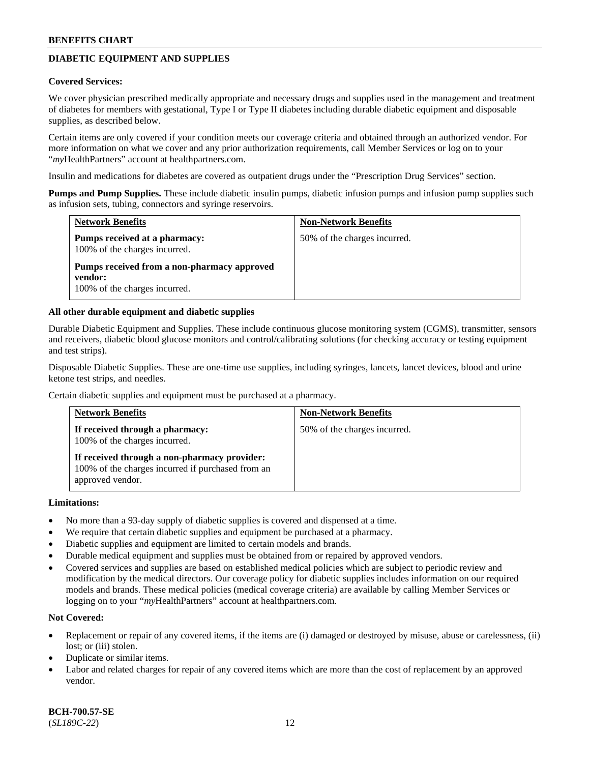## DIABETIC EQUIPMENT AND SUPPLIES

**Covered Services:**

We cover physician prescribed medically appropriate and necessary drugs and supplies used in the management and treatment of diabetes for members with gestational, Type I or Type II diabetes including durable diabetic equipment and disposable supplies, as described below.

Certain items are only covered if your condition meets our coverage criteria and obtained through an authorized vendor. For more information on what we cover and any prior authorization requirements, call Member Services or log on to your "*my*HealthPartners" account at healthpartners.com.

Insulin and medications for diabetes are covered as outpatient drugs under the "Prescription Drug Services" section.

**Pumps and Pump Supplies.** These include diabetic insulin pumps, diabetic infusion pumps and infusion pump supplies such as infusion sets, tubing, connectors and syringe reservoirs.

| Network Benefits | Non-Network Benefits |
|---|---|
| **Pumps received at a pharmacy:** 100% of the charges incurred. **Pumps received from a non-pharmacy approved vendor:** 100% of the charges incurred. | 50% of the charges incurred. |

**All other durable equipment and diabetic supplies**

Durable Diabetic Equipment and Supplies. These include continuous glucose monitoring system (CGMS), transmitter, sensors and receivers, diabetic blood glucose monitors and control/calibrating solutions (for checking accuracy or testing equipment and test strips).

Disposable Diabetic Supplies. These are one-time use supplies, including syringes, lancets, lancet devices, blood and urine ketone test strips, and needles.

Certain diabetic supplies and equipment must be purchased at a pharmacy.

| Network Benefits | Non-Network Benefits |
|---|---|
| **If received through a pharmacy:** 100% of the charges incurred. **If received through a non-pharmacy provider:** 100% of the charges incurred if purchased from an approved vendor. | 50% of the charges incurred. |

**Limitations:**

- No more than a 93-day supply of diabetic supplies is covered and dispensed at a time.
- We require that certain diabetic supplies and equipment be purchased at a pharmacy.
- Diabetic supplies and equipment are limited to certain models and brands.
- Durable medical equipment and supplies must be obtained from or repaired by approved vendors.
- Covered services and supplies are based on established medical policies which are subject to periodic review and modification by the medical directors. Our coverage policy for diabetic supplies includes information on our required models and brands. These medical policies (medical coverage criteria) are available by calling Member Services or logging on to your "*my*HealthPartners" account at healthpartners.com.

**Not Covered:**

- Replacement or repair of any covered items, if the items are (i) damaged or destroyed by misuse, abuse or carelessness, (ii) lost; or (iii) stolen.
- Duplicate or similar items.
- Labor and related charges for repair of any covered items which are more than the cost of replacement by an approved vendor.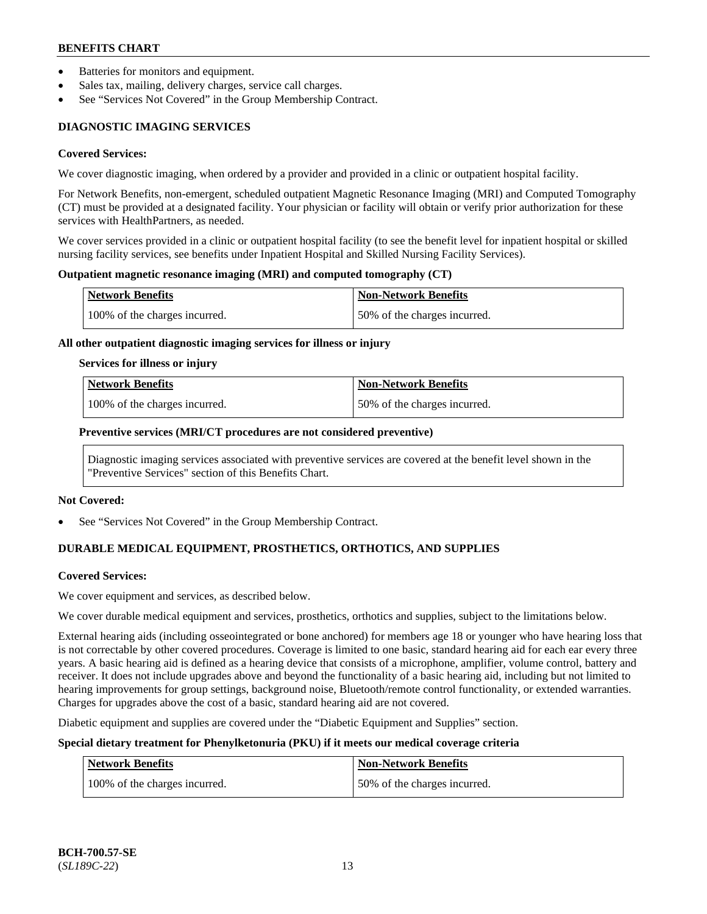- Batteries for monitors and equipment.
- Sales tax, mailing, delivery charges, service call charges.
- See "Services Not Covered" in the Group Membership Contract.

## DIAGNOSTIC IMAGING SERVICES

**Covered Services:**

We cover diagnostic imaging, when ordered by a provider and provided in a clinic or outpatient hospital facility.

For Network Benefits, non-emergent, scheduled outpatient Magnetic Resonance Imaging (MRI) and Computed Tomography (CT) must be provided at a designated facility. Your physician or facility will obtain or verify prior authorization for these services with HealthPartners, as needed.

We cover services provided in a clinic or outpatient hospital facility (to see the benefit level for inpatient hospital or skilled nursing facility services, see benefits under Inpatient Hospital and Skilled Nursing Facility Services).

**Outpatient magnetic resonance imaging (MRI) and computed tomography (CT)**

| Network Benefits | Non-Network Benefits |
|---|---|
| 100% of the charges incurred. | 50% of the charges incurred. |

**All other outpatient diagnostic imaging services for illness or injury**

**Services for illness or injury**

| Network Benefits | Non-Network Benefits |
|---|---|
| 100% of the charges incurred. | 50% of the charges incurred. |

**Preventive services (MRI/CT procedures are not considered preventive)**

Diagnostic imaging services associated with preventive services are covered at the benefit level shown in the "Preventive Services" section of this Benefits Chart.

**Not Covered:**

- See "Services Not Covered" in the Group Membership Contract.

## DURABLE MEDICAL EQUIPMENT, PROSTHETICS, ORTHOTICS, AND SUPPLIES

**Covered Services:**

We cover equipment and services, as described below.

We cover durable medical equipment and services, prosthetics, orthotics and supplies, subject to the limitations below.

External hearing aids (including osseointegrated or bone anchored) for members age 18 or younger who have hearing loss that is not correctable by other covered procedures. Coverage is limited to one basic, standard hearing aid for each ear every three years. A basic hearing aid is defined as a hearing device that consists of a microphone, amplifier, volume control, battery and receiver. It does not include upgrades above and beyond the functionality of a basic hearing aid, including but not limited to hearing improvements for group settings, background noise, Bluetooth/remote control functionality, or extended warranties. Charges for upgrades above the cost of a basic, standard hearing aid are not covered.

Diabetic equipment and supplies are covered under the "Diabetic Equipment and Supplies" section.

**Special dietary treatment for Phenylketonuria (PKU) if it meets our medical coverage criteria**

| Network Benefits | Non-Network Benefits |
|---|---|
| 100% of the charges incurred. | 50% of the charges incurred. |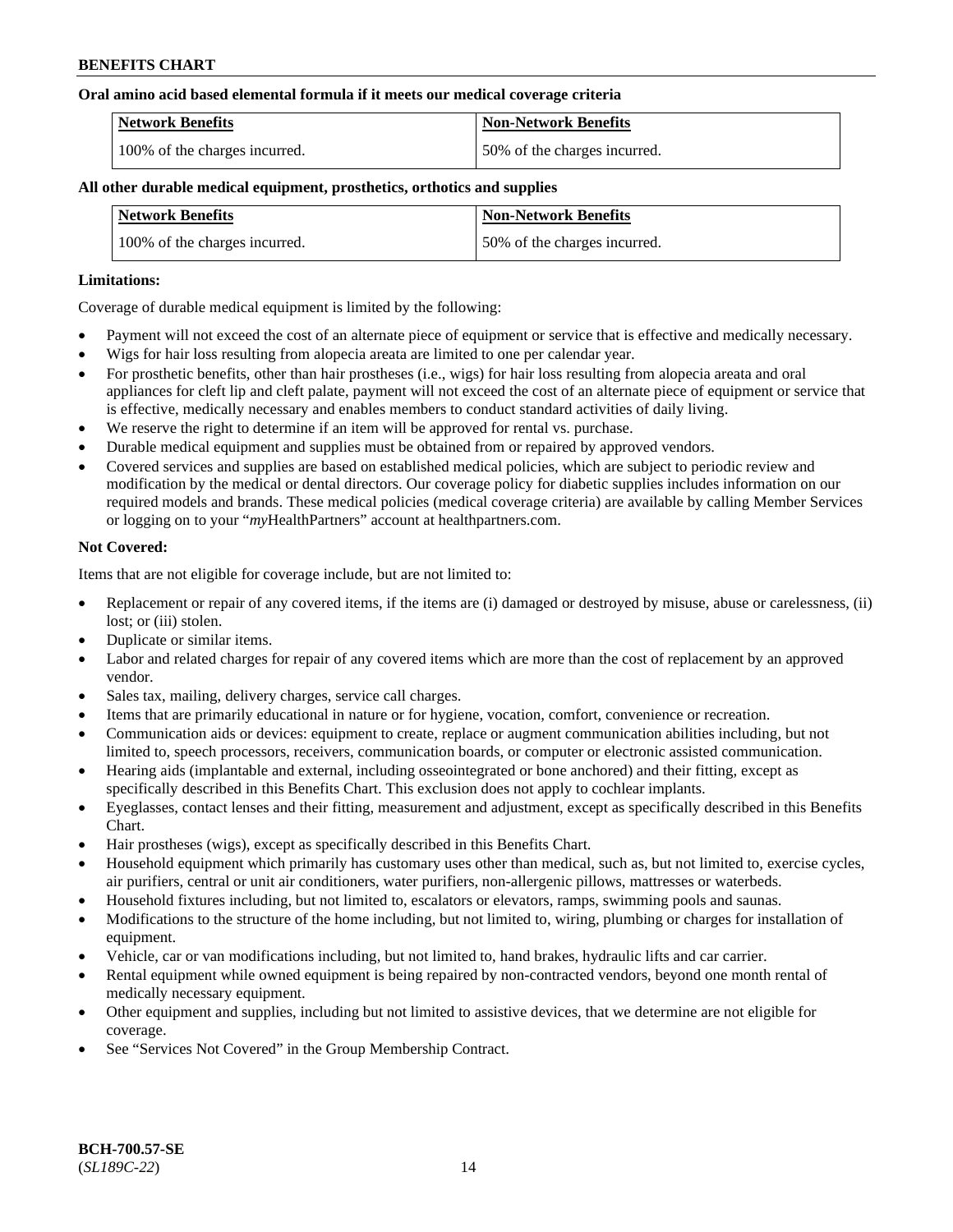**Oral amino acid based elemental formula if it meets our medical coverage criteria**

| Network Benefits | Non-Network Benefits |
|---|---|
| 100% of the charges incurred. | 50% of the charges incurred. |

**All other durable medical equipment, prosthetics, orthotics and supplies**

| Network Benefits | Non-Network Benefits |
|---|---|
| 100% of the charges incurred. | 50% of the charges incurred. |

**Limitations:**

Coverage of durable medical equipment is limited by the following:

- Payment will not exceed the cost of an alternate piece of equipment or service that is effective and medically necessary.
- Wigs for hair loss resulting from alopecia areata are limited to one per calendar year.
- For prosthetic benefits, other than hair prostheses (i.e., wigs) for hair loss resulting from alopecia areata and oral appliances for cleft lip and cleft palate, payment will not exceed the cost of an alternate piece of equipment or service that is effective, medically necessary and enables members to conduct standard activities of daily living.
- We reserve the right to determine if an item will be approved for rental vs. purchase.
- Durable medical equipment and supplies must be obtained from or repaired by approved vendors.
- Covered services and supplies are based on established medical policies, which are subject to periodic review and modification by the medical or dental directors. Our coverage policy for diabetic supplies includes information on our required models and brands. These medical policies (medical coverage criteria) are available by calling Member Services or logging on to your "*my*HealthPartners" account at healthpartners.com.

**Not Covered:**

Items that are not eligible for coverage include, but are not limited to:

- Replacement or repair of any covered items, if the items are (i) damaged or destroyed by misuse, abuse or carelessness, (ii) lost; or (iii) stolen.
- Duplicate or similar items.
- Labor and related charges for repair of any covered items which are more than the cost of replacement by an approved vendor.
- Sales tax, mailing, delivery charges, service call charges.
- Items that are primarily educational in nature or for hygiene, vocation, comfort, convenience or recreation.
- Communication aids or devices: equipment to create, replace or augment communication abilities including, but not limited to, speech processors, receivers, communication boards, or computer or electronic assisted communication.
- Hearing aids (implantable and external, including osseointegrated or bone anchored) and their fitting, except as specifically described in this Benefits Chart. This exclusion does not apply to cochlear implants.
- Eyeglasses, contact lenses and their fitting, measurement and adjustment, except as specifically described in this Benefits Chart.
- Hair prostheses (wigs), except as specifically described in this Benefits Chart.
- Household equipment which primarily has customary uses other than medical, such as, but not limited to, exercise cycles, air purifiers, central or unit air conditioners, water purifiers, non-allergenic pillows, mattresses or waterbeds.
- Household fixtures including, but not limited to, escalators or elevators, ramps, swimming pools and saunas.
- Modifications to the structure of the home including, but not limited to, wiring, plumbing or charges for installation of equipment.
- Vehicle, car or van modifications including, but not limited to, hand brakes, hydraulic lifts and car carrier.
- Rental equipment while owned equipment is being repaired by non-contracted vendors, beyond one month rental of medically necessary equipment.
- Other equipment and supplies, including but not limited to assistive devices, that we determine are not eligible for coverage.
- See "Services Not Covered" in the Group Membership Contract.

**BCH-700.57-SE**
(*SL189C-22*)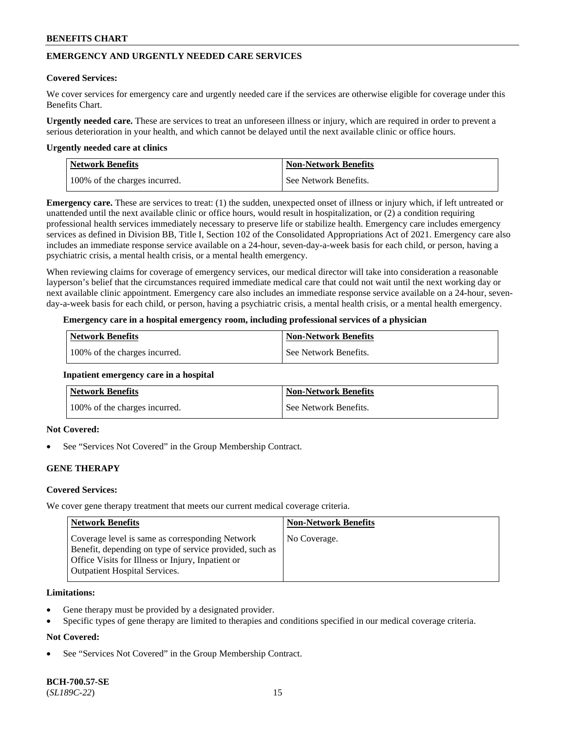## EMERGENCY AND URGENTLY NEEDED CARE SERVICES

**Covered Services:**

We cover services for emergency care and urgently needed care if the services are otherwise eligible for coverage under this Benefits Chart.

**Urgently needed care.** These are services to treat an unforeseen illness or injury, which are required in order to prevent a serious deterioration in your health, and which cannot be delayed until the next available clinic or office hours.

**Urgently needed care at clinics**

| Network Benefits | Non-Network Benefits |
| --- | --- |
| 100% of the charges incurred. | See Network Benefits. |

**Emergency care.** These are services to treat: (1) the sudden, unexpected onset of illness or injury which, if left untreated or unattended until the next available clinic or office hours, would result in hospitalization, or (2) a condition requiring professional health services immediately necessary to preserve life or stabilize health. Emergency care includes emergency services as defined in Division BB, Title I, Section 102 of the Consolidated Appropriations Act of 2021. Emergency care also includes an immediate response service available on a 24-hour, seven-day-a-week basis for each child, or person, having a psychiatric crisis, a mental health crisis, or a mental health emergency.

When reviewing claims for coverage of emergency services, our medical director will take into consideration a reasonable layperson's belief that the circumstances required immediate medical care that could not wait until the next working day or next available clinic appointment. Emergency care also includes an immediate response service available on a 24-hour, seven-day-a-week basis for each child, or person, having a psychiatric crisis, a mental health crisis, or a mental health emergency.

**Emergency care in a hospital emergency room, including professional services of a physician**

| Network Benefits | Non-Network Benefits |
| --- | --- |
| 100% of the charges incurred. | See Network Benefits. |

**Inpatient emergency care in a hospital**

| Network Benefits | Non-Network Benefits |
| --- | --- |
| 100% of the charges incurred. | See Network Benefits. |

**Not Covered:**

- See "Services Not Covered" in the Group Membership Contract.

## GENE THERAPY

**Covered Services:**

We cover gene therapy treatment that meets our current medical coverage criteria.

| Network Benefits | Non-Network Benefits |
| --- | --- |
| Coverage level is same as corresponding Network Benefit, depending on type of service provided, such as Office Visits for Illness or Injury, Inpatient or Outpatient Hospital Services. | No Coverage. |

**Limitations:**

- Gene therapy must be provided by a designated provider.
- Specific types of gene therapy are limited to therapies and conditions specified in our medical coverage criteria.

**Not Covered:**

- See "Services Not Covered" in the Group Membership Contract.

**BCH-700.57-SE**
(*SL189C-22*)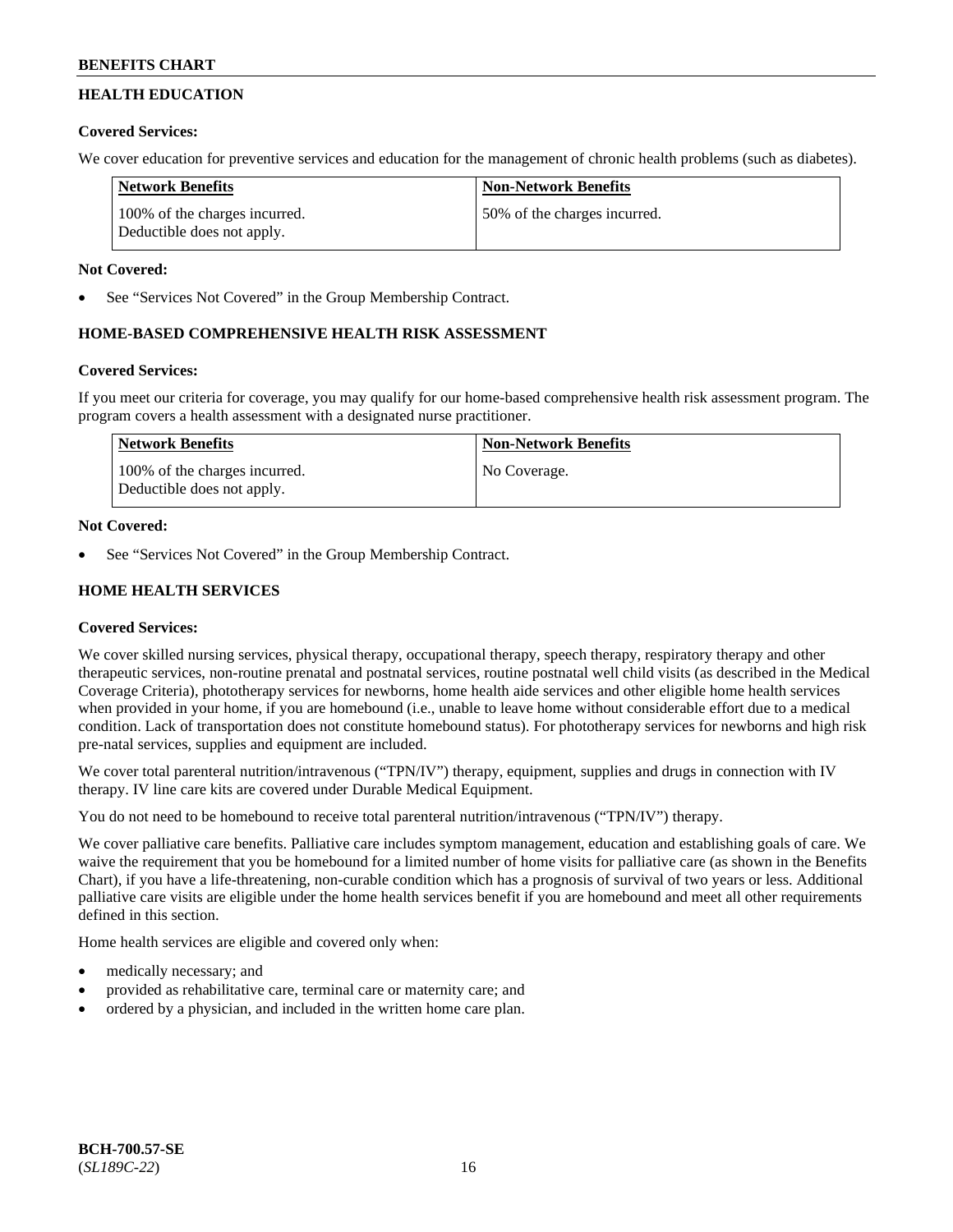## HEALTH EDUCATION

**Covered Services:**

We cover education for preventive services and education for the management of chronic health problems (such as diabetes).

| Network Benefits | Non-Network Benefits |
|---|---|
| 100% of the charges incurred. Deductible does not apply. | 50% of the charges incurred. |

**Not Covered:**

- See "Services Not Covered" in the Group Membership Contract.

## HOME-BASED COMPREHENSIVE HEALTH RISK ASSESSMENT

**Covered Services:**

If you meet our criteria for coverage, you may qualify for our home-based comprehensive health risk assessment program. The program covers a health assessment with a designated nurse practitioner.

| Network Benefits | Non-Network Benefits |
|---|---|
| 100% of the charges incurred. Deductible does not apply. | No Coverage. |

**Not Covered:**

- See "Services Not Covered" in the Group Membership Contract.

## HOME HEALTH SERVICES

**Covered Services:**

We cover skilled nursing services, physical therapy, occupational therapy, speech therapy, respiratory therapy and other therapeutic services, non-routine prenatal and postnatal services, routine postnatal well child visits (as described in the Medical Coverage Criteria), phototherapy services for newborns, home health aide services and other eligible home health services when provided in your home, if you are homebound (i.e., unable to leave home without considerable effort due to a medical condition. Lack of transportation does not constitute homebound status). For phototherapy services for newborns and high risk pre-natal services, supplies and equipment are included.

We cover total parenteral nutrition/intravenous ("TPN/IV") therapy, equipment, supplies and drugs in connection with IV therapy. IV line care kits are covered under Durable Medical Equipment.

You do not need to be homebound to receive total parenteral nutrition/intravenous ("TPN/IV") therapy.

We cover palliative care benefits. Palliative care includes symptom management, education and establishing goals of care. We waive the requirement that you be homebound for a limited number of home visits for palliative care (as shown in the Benefits Chart), if you have a life-threatening, non-curable condition which has a prognosis of survival of two years or less. Additional palliative care visits are eligible under the home health services benefit if you are homebound and meet all other requirements defined in this section.

Home health services are eligible and covered only when:

- medically necessary; and
- provided as rehabilitative care, terminal care or maternity care; and
- ordered by a physician, and included in the written home care plan.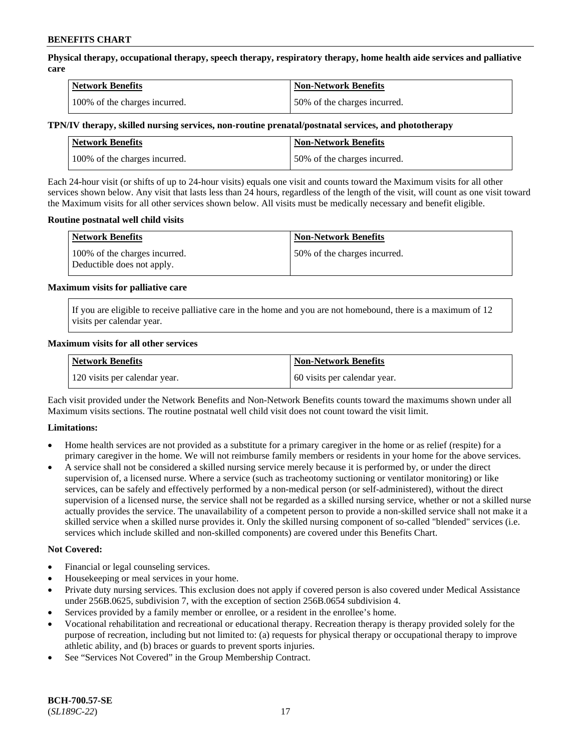**Physical therapy, occupational therapy, speech therapy, respiratory therapy, home health aide services and palliative care**

| Network Benefits | Non-Network Benefits |
| --- | --- |
| 100% of the charges incurred. | 50% of the charges incurred. |

**TPN/IV therapy, skilled nursing services, non-routine prenatal/postnatal services, and phototherapy**

| Network Benefits | Non-Network Benefits |
| --- | --- |
| 100% of the charges incurred. | 50% of the charges incurred. |

Each 24-hour visit (or shifts of up to 24-hour visits) equals one visit and counts toward the Maximum visits for all other services shown below. Any visit that lasts less than 24 hours, regardless of the length of the visit, will count as one visit toward the Maximum visits for all other services shown below. All visits must be medically necessary and benefit eligible.

**Routine postnatal well child visits**

| Network Benefits | Non-Network Benefits |
| --- | --- |
| 100% of the charges incurred. Deductible does not apply. | 50% of the charges incurred. |

**Maximum visits for palliative care**

If you are eligible to receive palliative care in the home and you are not homebound, there is a maximum of 12 visits per calendar year.

**Maximum visits for all other services**

| Network Benefits | Non-Network Benefits |
| --- | --- |
| 120 visits per calendar year. | 60 visits per calendar year. |

Each visit provided under the Network Benefits and Non-Network Benefits counts toward the maximums shown under all Maximum visits sections. The routine postnatal well child visit does not count toward the visit limit.

**Limitations:**

- Home health services are not provided as a substitute for a primary caregiver in the home or as relief (respite) for a primary caregiver in the home. We will not reimburse family members or residents in your home for the above services.
- A service shall not be considered a skilled nursing service merely because it is performed by, or under the direct supervision of, a licensed nurse. Where a service (such as tracheotomy suctioning or ventilator monitoring) or like services, can be safely and effectively performed by a non-medical person (or self-administered), without the direct supervision of a licensed nurse, the service shall not be regarded as a skilled nursing service, whether or not a skilled nurse actually provides the service. The unavailability of a competent person to provide a non-skilled service shall not make it a skilled service when a skilled nurse provides it. Only the skilled nursing component of so-called "blended" services (i.e. services which include skilled and non-skilled components) are covered under this Benefits Chart.

**Not Covered:**

- Financial or legal counseling services.
- Housekeeping or meal services in your home.
- Private duty nursing services. This exclusion does not apply if covered person is also covered under Medical Assistance under 256B.0625, subdivision 7, with the exception of section 256B.0654 subdivision 4.
- Services provided by a family member or enrollee, or a resident in the enrollee's home.
- Vocational rehabilitation and recreational or educational therapy. Recreation therapy is therapy provided solely for the purpose of recreation, including but not limited to: (a) requests for physical therapy or occupational therapy to improve athletic ability, and (b) braces or guards to prevent sports injuries.
- See "Services Not Covered" in the Group Membership Contract.

**BCH-700.57-SE**
(*SL189C-22*)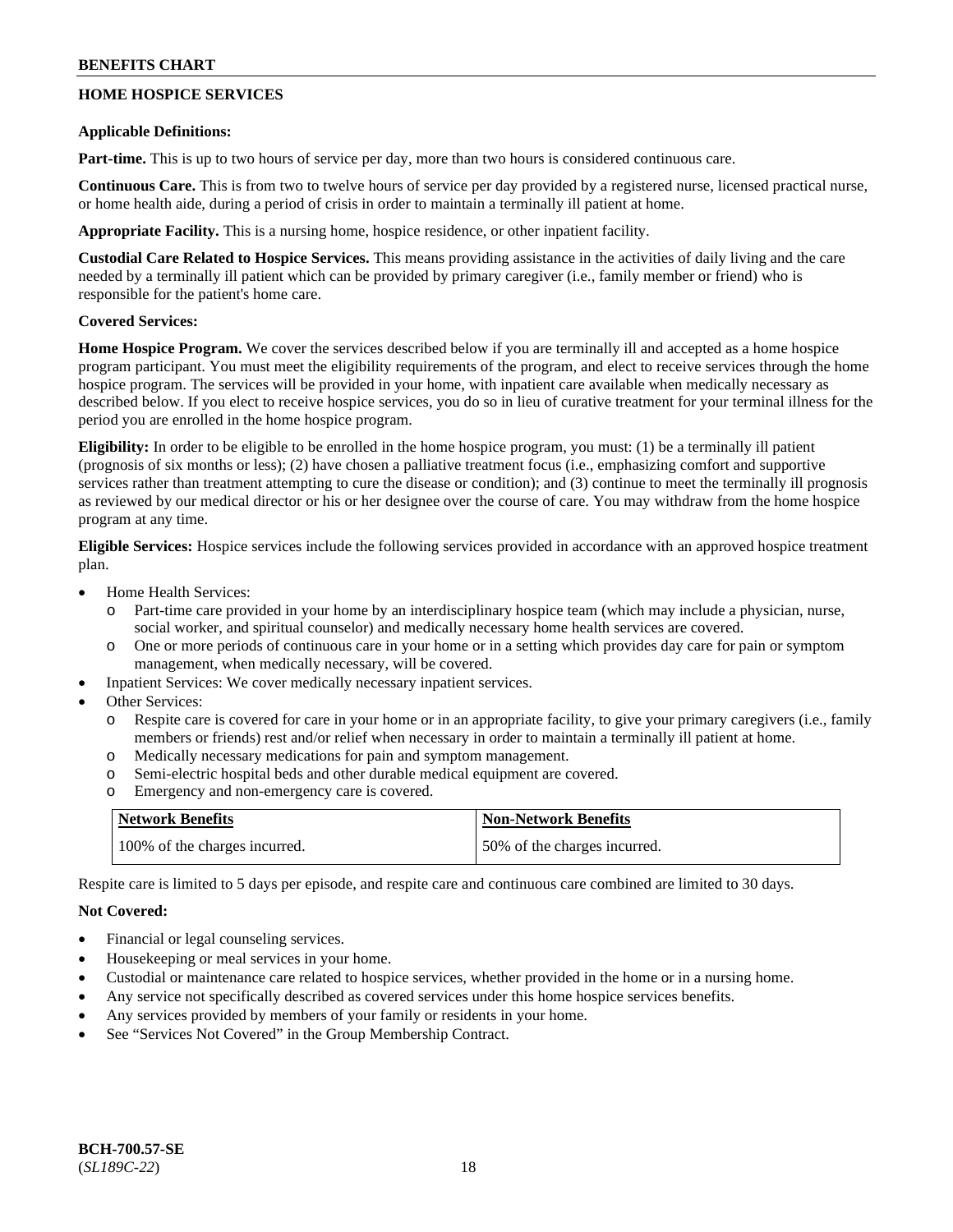## HOME HOSPICE SERVICES

**Applicable Definitions:**

**Part-time.** This is up to two hours of service per day, more than two hours is considered continuous care.

**Continuous Care.** This is from two to twelve hours of service per day provided by a registered nurse, licensed practical nurse, or home health aide, during a period of crisis in order to maintain a terminally ill patient at home.

**Appropriate Facility.** This is a nursing home, hospice residence, or other inpatient facility.

**Custodial Care Related to Hospice Services.** This means providing assistance in the activities of daily living and the care needed by a terminally ill patient which can be provided by primary caregiver (i.e., family member or friend) who is responsible for the patient's home care.

**Covered Services:**

**Home Hospice Program.** We cover the services described below if you are terminally ill and accepted as a home hospice program participant. You must meet the eligibility requirements of the program, and elect to receive services through the home hospice program. The services will be provided in your home, with inpatient care available when medically necessary as described below. If you elect to receive hospice services, you do so in lieu of curative treatment for your terminal illness for the period you are enrolled in the home hospice program.

**Eligibility:** In order to be eligible to be enrolled in the home hospice program, you must: (1) be a terminally ill patient (prognosis of six months or less); (2) have chosen a palliative treatment focus (i.e., emphasizing comfort and supportive services rather than treatment attempting to cure the disease or condition); and (3) continue to meet the terminally ill prognosis as reviewed by our medical director or his or her designee over the course of care. You may withdraw from the home hospice program at any time.

**Eligible Services:** Hospice services include the following services provided in accordance with an approved hospice treatment plan.

- Home Health Services:
  - Part-time care provided in your home by an interdisciplinary hospice team (which may include a physician, nurse, social worker, and spiritual counselor) and medically necessary home health services are covered.
  - One or more periods of continuous care in your home or in a setting which provides day care for pain or symptom management, when medically necessary, will be covered.
- Inpatient Services: We cover medically necessary inpatient services.
- Other Services:
  - Respite care is covered for care in your home or in an appropriate facility, to give your primary caregivers (i.e., family members or friends) rest and/or relief when necessary in order to maintain a terminally ill patient at home.
  - Medically necessary medications for pain and symptom management.
  - Semi-electric hospital beds and other durable medical equipment are covered.
  - Emergency and non-emergency care is covered.

| Network Benefits | Non-Network Benefits |
|---|---|
| 100% of the charges incurred. | 50% of the charges incurred. |

Respite care is limited to 5 days per episode, and respite care and continuous care combined are limited to 30 days.

**Not Covered:**

- Financial or legal counseling services.
- Housekeeping or meal services in your home.
- Custodial or maintenance care related to hospice services, whether provided in the home or in a nursing home.
- Any service not specifically described as covered services under this home hospice services benefits.
- Any services provided by members of your family or residents in your home.
- See "Services Not Covered" in the Group Membership Contract.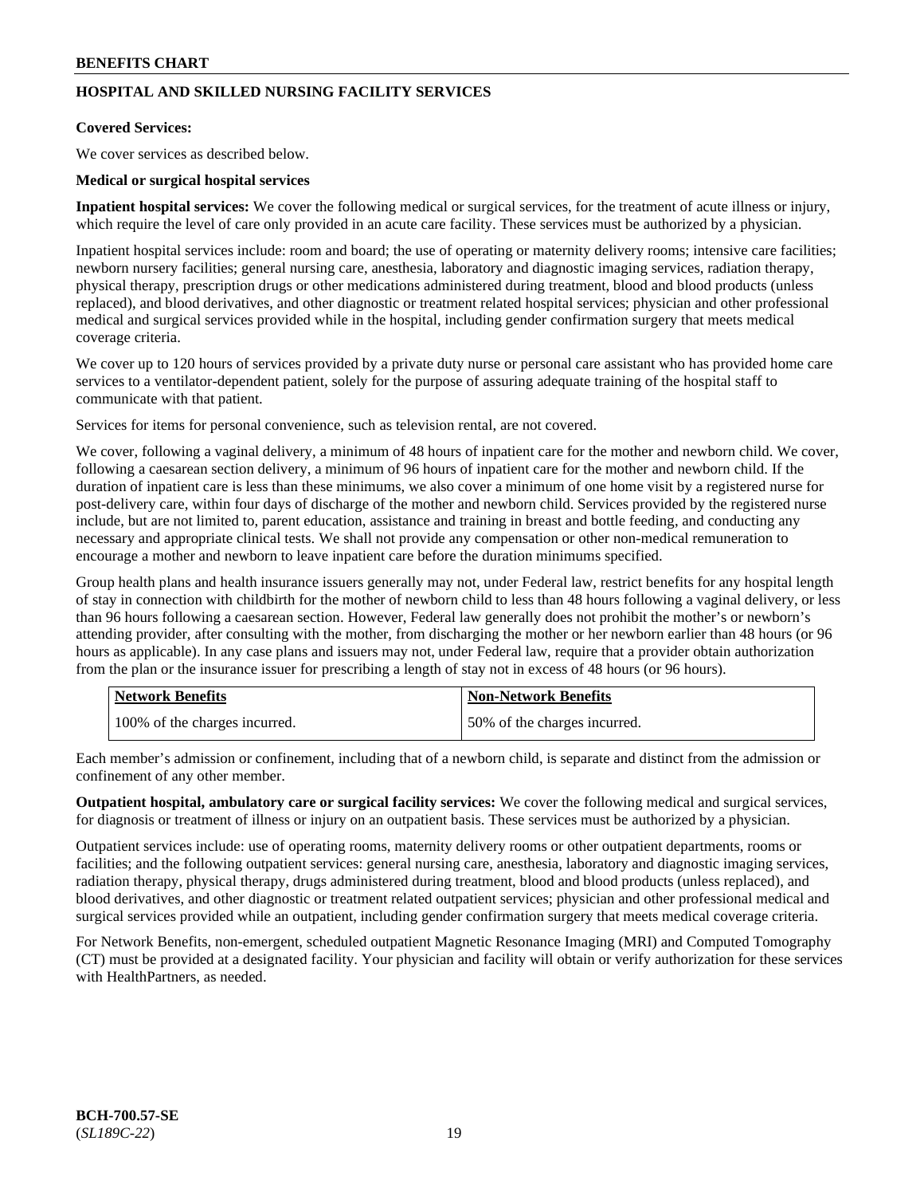## HOSPITAL AND SKILLED NURSING FACILITY SERVICES

**Covered Services:**

We cover services as described below.

**Medical or surgical hospital services**

**Inpatient hospital services:** We cover the following medical or surgical services, for the treatment of acute illness or injury, which require the level of care only provided in an acute care facility. These services must be authorized by a physician.

Inpatient hospital services include: room and board; the use of operating or maternity delivery rooms; intensive care facilities; newborn nursery facilities; general nursing care, anesthesia, laboratory and diagnostic imaging services, radiation therapy, physical therapy, prescription drugs or other medications administered during treatment, blood and blood products (unless replaced), and blood derivatives, and other diagnostic or treatment related hospital services; physician and other professional medical and surgical services provided while in the hospital, including gender confirmation surgery that meets medical coverage criteria.

We cover up to 120 hours of services provided by a private duty nurse or personal care assistant who has provided home care services to a ventilator-dependent patient, solely for the purpose of assuring adequate training of the hospital staff to communicate with that patient.

Services for items for personal convenience, such as television rental, are not covered.

We cover, following a vaginal delivery, a minimum of 48 hours of inpatient care for the mother and newborn child. We cover, following a caesarean section delivery, a minimum of 96 hours of inpatient care for the mother and newborn child. If the duration of inpatient care is less than these minimums, we also cover a minimum of one home visit by a registered nurse for post-delivery care, within four days of discharge of the mother and newborn child. Services provided by the registered nurse include, but are not limited to, parent education, assistance and training in breast and bottle feeding, and conducting any necessary and appropriate clinical tests. We shall not provide any compensation or other non-medical remuneration to encourage a mother and newborn to leave inpatient care before the duration minimums specified.

Group health plans and health insurance issuers generally may not, under Federal law, restrict benefits for any hospital length of stay in connection with childbirth for the mother of newborn child to less than 48 hours following a vaginal delivery, or less than 96 hours following a caesarean section. However, Federal law generally does not prohibit the mother's or newborn's attending provider, after consulting with the mother, from discharging the mother or her newborn earlier than 48 hours (or 96 hours as applicable). In any case plans and issuers may not, under Federal law, require that a provider obtain authorization from the plan or the insurance issuer for prescribing a length of stay not in excess of 48 hours (or 96 hours).

| Network Benefits | Non-Network Benefits |
|---|---|
| 100% of the charges incurred. | 50% of the charges incurred. |

Each member's admission or confinement, including that of a newborn child, is separate and distinct from the admission or confinement of any other member.

**Outpatient hospital, ambulatory care or surgical facility services:** We cover the following medical and surgical services, for diagnosis or treatment of illness or injury on an outpatient basis. These services must be authorized by a physician.

Outpatient services include: use of operating rooms, maternity delivery rooms or other outpatient departments, rooms or facilities; and the following outpatient services: general nursing care, anesthesia, laboratory and diagnostic imaging services, radiation therapy, physical therapy, drugs administered during treatment, blood and blood products (unless replaced), and blood derivatives, and other diagnostic or treatment related outpatient services; physician and other professional medical and surgical services provided while an outpatient, including gender confirmation surgery that meets medical coverage criteria.

For Network Benefits, non-emergent, scheduled outpatient Magnetic Resonance Imaging (MRI) and Computed Tomography (CT) must be provided at a designated facility. Your physician and facility will obtain or verify authorization for these services with HealthPartners, as needed.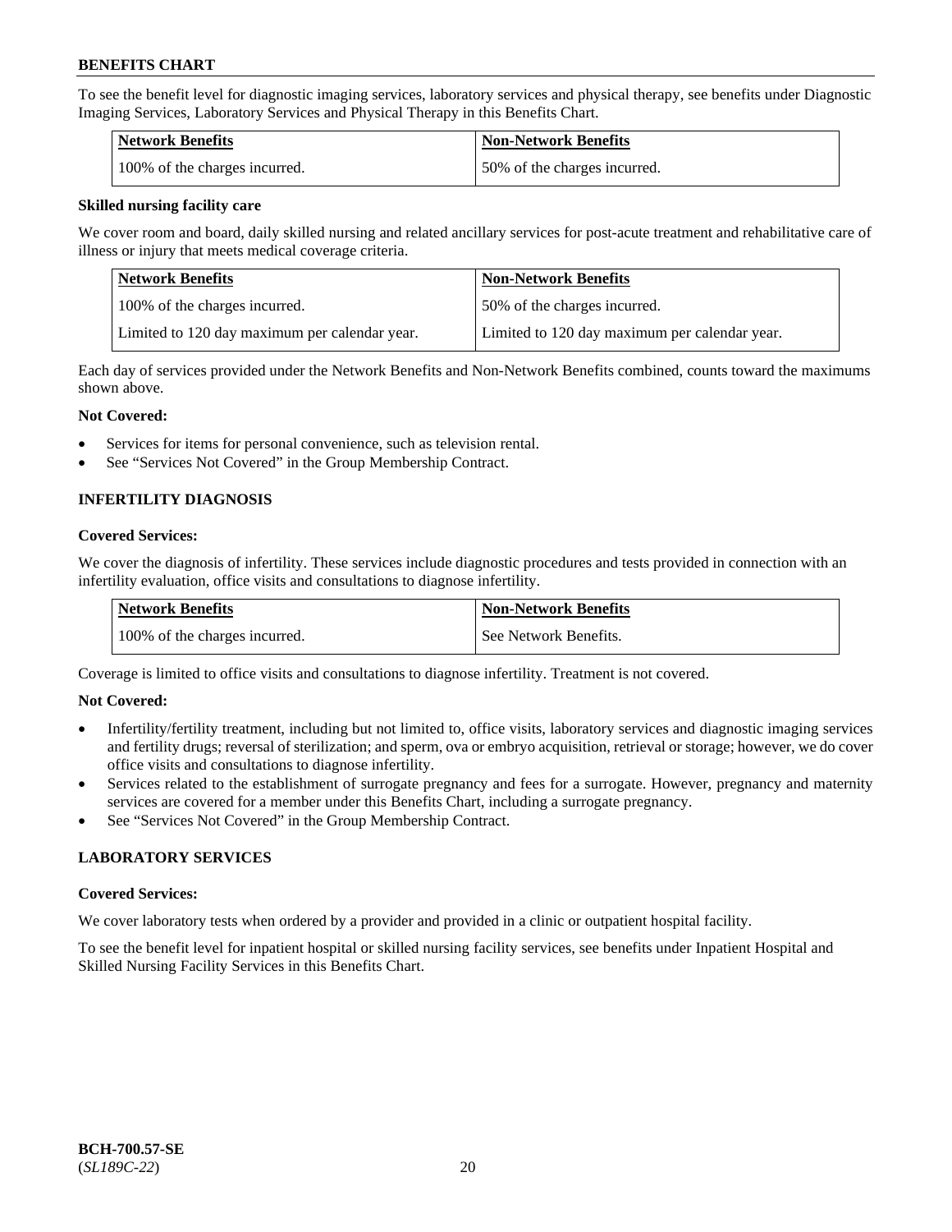To see the benefit level for diagnostic imaging services, laboratory services and physical therapy, see benefits under Diagnostic Imaging Services, Laboratory Services and Physical Therapy in this Benefits Chart.

| Network Benefits | Non-Network Benefits |
| --- | --- |
| 100% of the charges incurred. | 50% of the charges incurred. |

**Skilled nursing facility care**

We cover room and board, daily skilled nursing and related ancillary services for post-acute treatment and rehabilitative care of illness or injury that meets medical coverage criteria.

| Network Benefits | Non-Network Benefits |
| --- | --- |
| 100% of the charges incurred. | 50% of the charges incurred. |
| Limited to 120 day maximum per calendar year. | Limited to 120 day maximum per calendar year. |

Each day of services provided under the Network Benefits and Non-Network Benefits combined, counts toward the maximums shown above.

**Not Covered:**

- Services for items for personal convenience, such as television rental.
- See "Services Not Covered" in the Group Membership Contract.

## INFERTILITY DIAGNOSIS

**Covered Services:**

We cover the diagnosis of infertility. These services include diagnostic procedures and tests provided in connection with an infertility evaluation, office visits and consultations to diagnose infertility.

| Network Benefits | Non-Network Benefits |
| --- | --- |
| 100% of the charges incurred. | See Network Benefits. |

Coverage is limited to office visits and consultations to diagnose infertility. Treatment is not covered.

**Not Covered:**

- Infertility/fertility treatment, including but not limited to, office visits, laboratory services and diagnostic imaging services and fertility drugs; reversal of sterilization; and sperm, ova or embryo acquisition, retrieval or storage; however, we do cover office visits and consultations to diagnose infertility.
- Services related to the establishment of surrogate pregnancy and fees for a surrogate. However, pregnancy and maternity services are covered for a member under this Benefits Chart, including a surrogate pregnancy.
- See "Services Not Covered" in the Group Membership Contract.

## LABORATORY SERVICES

**Covered Services:**

We cover laboratory tests when ordered by a provider and provided in a clinic or outpatient hospital facility.

To see the benefit level for inpatient hospital or skilled nursing facility services, see benefits under Inpatient Hospital and Skilled Nursing Facility Services in this Benefits Chart.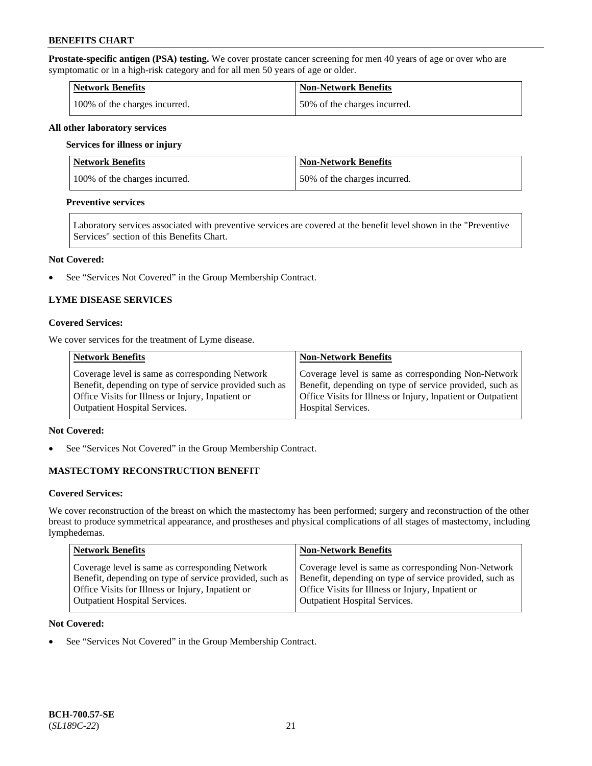**Prostate-specific antigen (PSA) testing.** We cover prostate cancer screening for men 40 years of age or over who are symptomatic or in a high-risk category and for all men 50 years of age or older.

| Network Benefits | Non-Network Benefits |
| --- | --- |
| 100% of the charges incurred. | 50% of the charges incurred. |

**All other laboratory services**

**Services for illness or injury**

| Network Benefits | Non-Network Benefits |
| --- | --- |
| 100% of the charges incurred. | 50% of the charges incurred. |

**Preventive services**

Laboratory services associated with preventive services are covered at the benefit level shown in the "Preventive Services" section of this Benefits Chart.

**Not Covered:**

- See "Services Not Covered" in the Group Membership Contract.

## LYME DISEASE SERVICES

**Covered Services:**

We cover services for the treatment of Lyme disease.

| Network Benefits | Non-Network Benefits |
| --- | --- |
| Coverage level is same as corresponding Network Benefit, depending on type of service provided such as Office Visits for Illness or Injury, Inpatient or Outpatient Hospital Services. | Coverage level is same as corresponding Non-Network Benefit, depending on type of service provided, such as Office Visits for Illness or Injury, Inpatient or Outpatient Hospital Services. |

**Not Covered:**

- See "Services Not Covered" in the Group Membership Contract.

## MASTECTOMY RECONSTRUCTION BENEFIT

**Covered Services:**

We cover reconstruction of the breast on which the mastectomy has been performed; surgery and reconstruction of the other breast to produce symmetrical appearance, and prostheses and physical complications of all stages of mastectomy, including lymphedemas.

| Network Benefits | Non-Network Benefits |
| --- | --- |
| Coverage level is same as corresponding Network Benefit, depending on type of service provided, such as Office Visits for Illness or Injury, Inpatient or Outpatient Hospital Services. | Coverage level is same as corresponding Non-Network Benefit, depending on type of service provided, such as Office Visits for Illness or Injury, Inpatient or Outpatient Hospital Services. |

**Not Covered:**

- See "Services Not Covered" in the Group Membership Contract.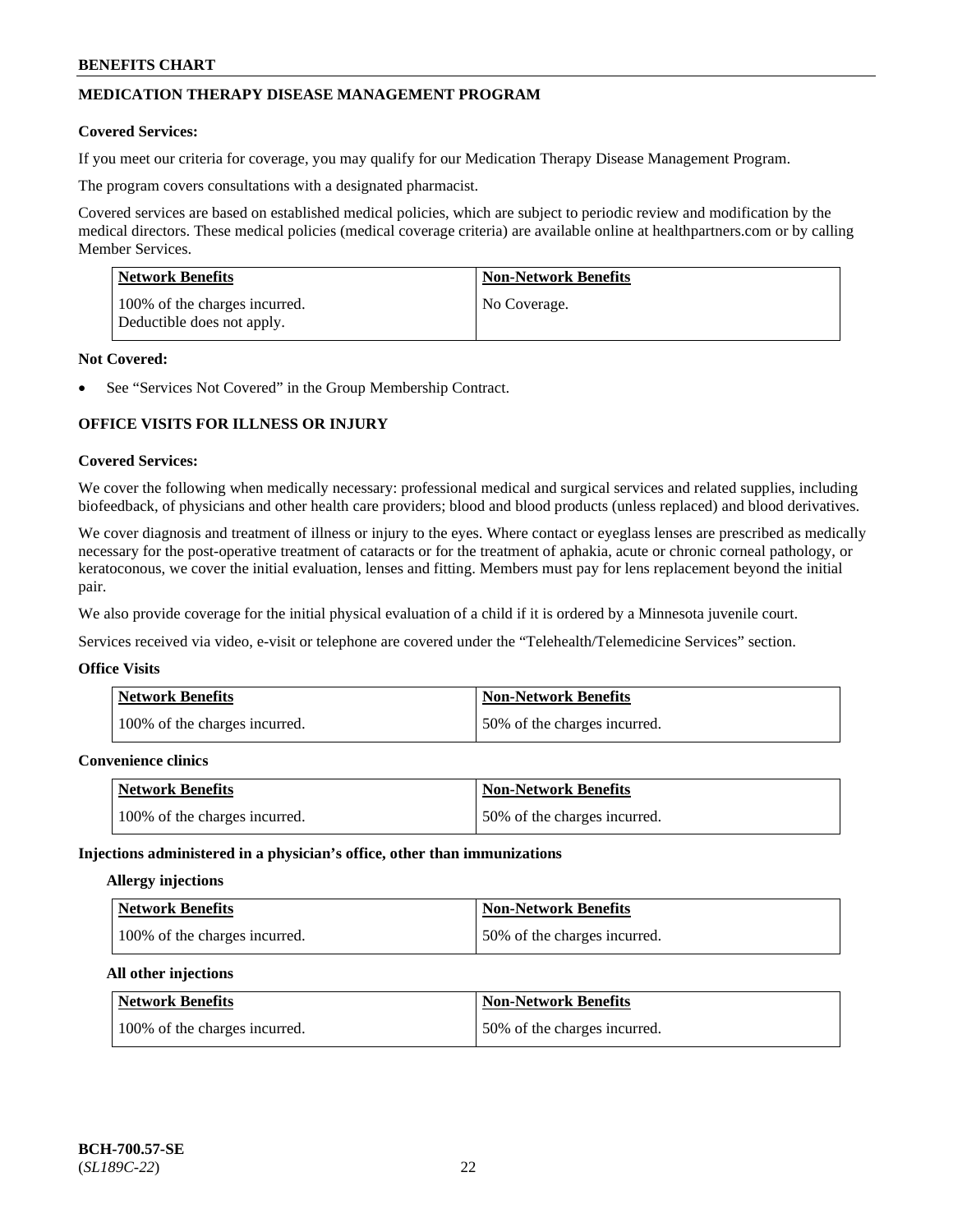## MEDICATION THERAPY DISEASE MANAGEMENT PROGRAM

**Covered Services:**

If you meet our criteria for coverage, you may qualify for our Medication Therapy Disease Management Program.

The program covers consultations with a designated pharmacist.

Covered services are based on established medical policies, which are subject to periodic review and modification by the medical directors. These medical policies (medical coverage criteria) are available online at healthpartners.com or by calling Member Services.

| Network Benefits | Non-Network Benefits |
|---|---|
| 100% of the charges incurred. Deductible does not apply. | No Coverage. |

**Not Covered:**

- See "Services Not Covered" in the Group Membership Contract.

## OFFICE VISITS FOR ILLNESS OR INJURY

**Covered Services:**

We cover the following when medically necessary: professional medical and surgical services and related supplies, including biofeedback, of physicians and other health care providers; blood and blood products (unless replaced) and blood derivatives.

We cover diagnosis and treatment of illness or injury to the eyes. Where contact or eyeglass lenses are prescribed as medically necessary for the post-operative treatment of cataracts or for the treatment of aphakia, acute or chronic corneal pathology, or keratoconous, we cover the initial evaluation, lenses and fitting. Members must pay for lens replacement beyond the initial pair.

We also provide coverage for the initial physical evaluation of a child if it is ordered by a Minnesota juvenile court.

Services received via video, e-visit or telephone are covered under the "Telehealth/Telemedicine Services" section.

**Office Visits**

| Network Benefits | Non-Network Benefits |
|---|---|
| 100% of the charges incurred. | 50% of the charges incurred. |

**Convenience clinics**

| Network Benefits | Non-Network Benefits |
|---|---|
| 100% of the charges incurred. | 50% of the charges incurred. |

**Injections administered in a physician's office, other than immunizations**

**Allergy injections**

| Network Benefits | Non-Network Benefits |
|---|---|
| 100% of the charges incurred. | 50% of the charges incurred. |

**All other injections**

| Network Benefits | Non-Network Benefits |
|---|---|
| 100% of the charges incurred. | 50% of the charges incurred. |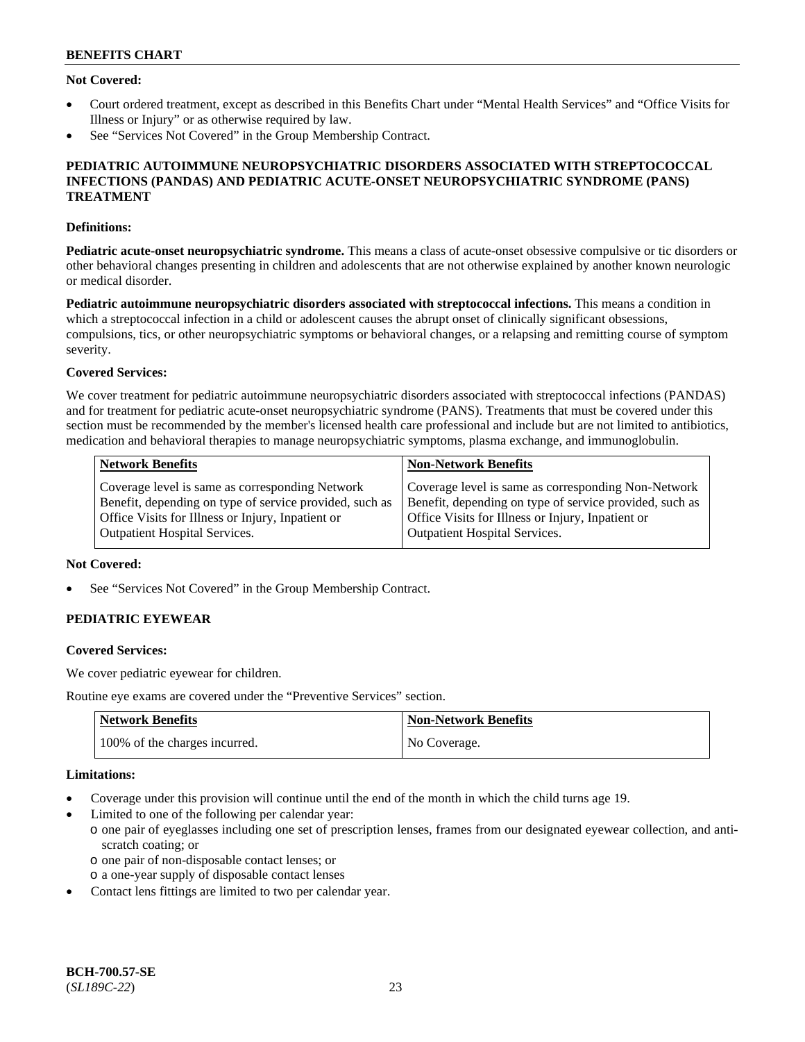**Not Covered:**

- Court ordered treatment, except as described in this Benefits Chart under "Mental Health Services" and "Office Visits for Illness or Injury" or as otherwise required by law.
- See "Services Not Covered" in the Group Membership Contract.

## PEDIATRIC AUTOIMMUNE NEUROPSYCHIATRIC DISORDERS ASSOCIATED WITH STREPTOCOCCAL INFECTIONS (PANDAS) AND PEDIATRIC ACUTE-ONSET NEUROPSYCHIATRIC SYNDROME (PANS) TREATMENT

**Definitions:**

**Pediatric acute-onset neuropsychiatric syndrome.** This means a class of acute-onset obsessive compulsive or tic disorders or other behavioral changes presenting in children and adolescents that are not otherwise explained by another known neurologic or medical disorder.

**Pediatric autoimmune neuropsychiatric disorders associated with streptococcal infections.** This means a condition in which a streptococcal infection in a child or adolescent causes the abrupt onset of clinically significant obsessions, compulsions, tics, or other neuropsychiatric symptoms or behavioral changes, or a relapsing and remitting course of symptom severity.

**Covered Services:**

We cover treatment for pediatric autoimmune neuropsychiatric disorders associated with streptococcal infections (PANDAS) and for treatment for pediatric acute-onset neuropsychiatric syndrome (PANS). Treatments that must be covered under this section must be recommended by the member's licensed health care professional and include but are not limited to antibiotics, medication and behavioral therapies to manage neuropsychiatric symptoms, plasma exchange, and immunoglobulin.

| Network Benefits | Non-Network Benefits |
|---|---|
| Coverage level is same as corresponding Network Benefit, depending on type of service provided, such as Office Visits for Illness or Injury, Inpatient or Outpatient Hospital Services. | Coverage level is same as corresponding Non-Network Benefit, depending on type of service provided, such as Office Visits for Illness or Injury, Inpatient or Outpatient Hospital Services. |

**Not Covered:**

- See "Services Not Covered" in the Group Membership Contract.

## PEDIATRIC EYEWEAR

**Covered Services:**

We cover pediatric eyewear for children.

Routine eye exams are covered under the "Preventive Services" section.

| Network Benefits | Non-Network Benefits |
|---|---|
| 100% of the charges incurred. | No Coverage. |

**Limitations:**

- Coverage under this provision will continue until the end of the month in which the child turns age 19.
- Limited to one of the following per calendar year:
  - one pair of eyeglasses including one set of prescription lenses, frames from our designated eyewear collection, and anti-scratch coating; or
  - one pair of non-disposable contact lenses; or
  - a one-year supply of disposable contact lenses
- Contact lens fittings are limited to two per calendar year.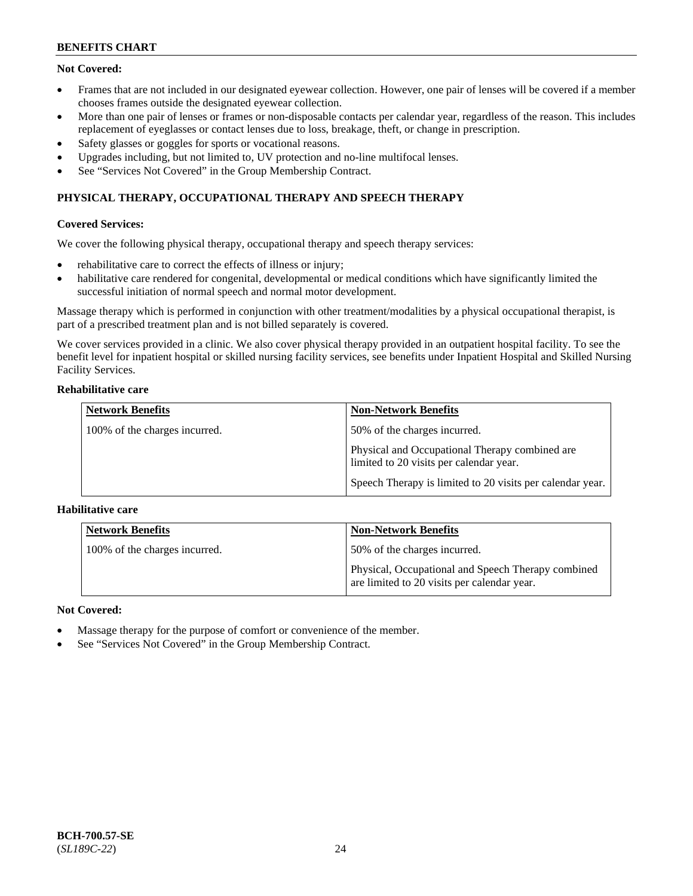**Not Covered:**

- Frames that are not included in our designated eyewear collection. However, one pair of lenses will be covered if a member chooses frames outside the designated eyewear collection.
- More than one pair of lenses or frames or non-disposable contacts per calendar year, regardless of the reason. This includes replacement of eyeglasses or contact lenses due to loss, breakage, theft, or change in prescription.
- Safety glasses or goggles for sports or vocational reasons.
- Upgrades including, but not limited to, UV protection and no-line multifocal lenses.
- See "Services Not Covered" in the Group Membership Contract.

## PHYSICAL THERAPY, OCCUPATIONAL THERAPY AND SPEECH THERAPY

**Covered Services:**

We cover the following physical therapy, occupational therapy and speech therapy services:

- rehabilitative care to correct the effects of illness or injury;
- habilitative care rendered for congenital, developmental or medical conditions which have significantly limited the successful initiation of normal speech and normal motor development.

Massage therapy which is performed in conjunction with other treatment/modalities by a physical occupational therapist, is part of a prescribed treatment plan and is not billed separately is covered.

We cover services provided in a clinic. We also cover physical therapy provided in an outpatient hospital facility. To see the benefit level for inpatient hospital or skilled nursing facility services, see benefits under Inpatient Hospital and Skilled Nursing Facility Services.

**Rehabilitative care**

| Network Benefits | Non-Network Benefits |
|---|---|
| 100% of the charges incurred. | 50% of the charges incurred.<br><br>Physical and Occupational Therapy combined are limited to 20 visits per calendar year.<br><br>Speech Therapy is limited to 20 visits per calendar year. |

**Habilitative care**

| Network Benefits | Non-Network Benefits |
|---|---|
| 100% of the charges incurred. | 50% of the charges incurred.<br><br>Physical, Occupational and Speech Therapy combined are limited to 20 visits per calendar year. |

**Not Covered:**

- Massage therapy for the purpose of comfort or convenience of the member.
- See "Services Not Covered" in the Group Membership Contract.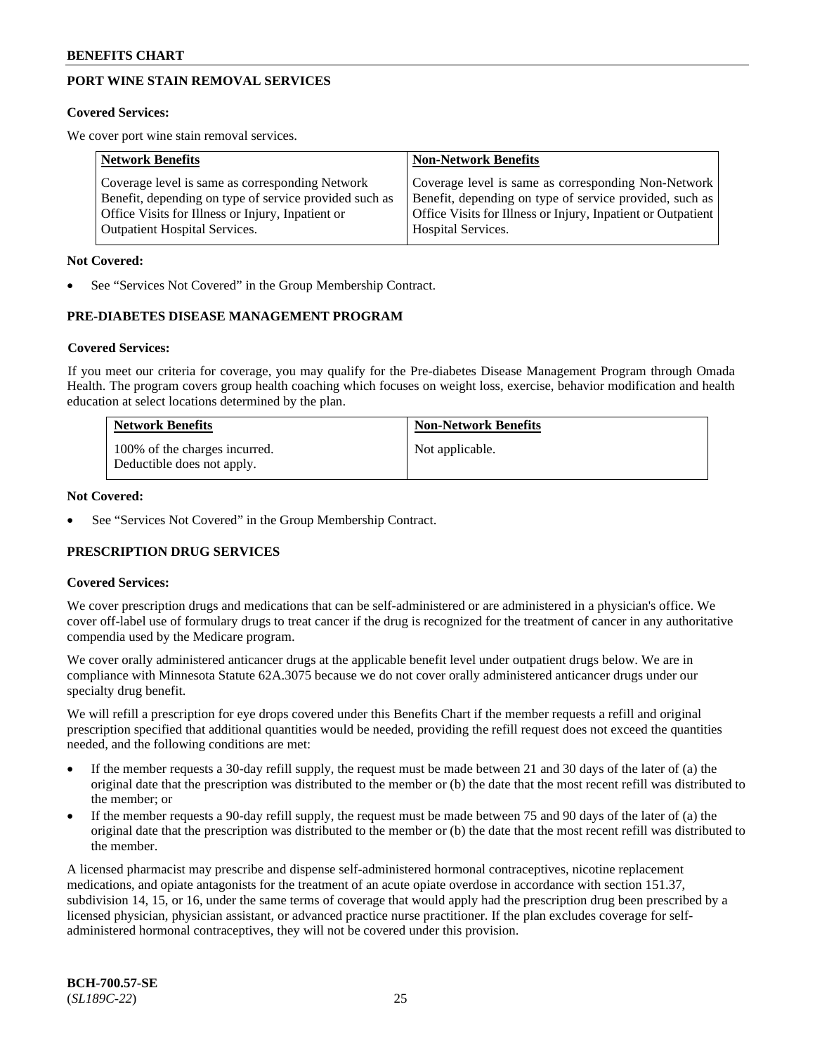## PORT WINE STAIN REMOVAL SERVICES

**Covered Services:**

We cover port wine stain removal services.

| Network Benefits | Non-Network Benefits |
|---|---|
| Coverage level is same as corresponding Network Benefit, depending on type of service provided such as Office Visits for Illness or Injury, Inpatient or Outpatient Hospital Services. | Coverage level is same as corresponding Non-Network Benefit, depending on type of service provided, such as Office Visits for Illness or Injury, Inpatient or Outpatient Hospital Services. |

**Not Covered:**

- See "Services Not Covered" in the Group Membership Contract.

## PRE-DIABETES DISEASE MANAGEMENT PROGRAM

**Covered Services:**

If you meet our criteria for coverage, you may qualify for the Pre-diabetes Disease Management Program through Omada Health. The program covers group health coaching which focuses on weight loss, exercise, behavior modification and health education at select locations determined by the plan.

| Network Benefits | Non-Network Benefits |
|---|---|
| 100% of the charges incurred. Deductible does not apply. | Not applicable. |

**Not Covered:**

- See "Services Not Covered" in the Group Membership Contract.

## PRESCRIPTION DRUG SERVICES

**Covered Services:**

We cover prescription drugs and medications that can be self-administered or are administered in a physician's office. We cover off-label use of formulary drugs to treat cancer if the drug is recognized for the treatment of cancer in any authoritative compendia used by the Medicare program.

We cover orally administered anticancer drugs at the applicable benefit level under outpatient drugs below. We are in compliance with Minnesota Statute 62A.3075 because we do not cover orally administered anticancer drugs under our specialty drug benefit.

We will refill a prescription for eye drops covered under this Benefits Chart if the member requests a refill and original prescription specified that additional quantities would be needed, providing the refill request does not exceed the quantities needed, and the following conditions are met:

- If the member requests a 30-day refill supply, the request must be made between 21 and 30 days of the later of (a) the original date that the prescription was distributed to the member or (b) the date that the most recent refill was distributed to the member; or
- If the member requests a 90-day refill supply, the request must be made between 75 and 90 days of the later of (a) the original date that the prescription was distributed to the member or (b) the date that the most recent refill was distributed to the member.

A licensed pharmacist may prescribe and dispense self-administered hormonal contraceptives, nicotine replacement medications, and opiate antagonists for the treatment of an acute opiate overdose in accordance with section 151.37, subdivision 14, 15, or 16, under the same terms of coverage that would apply had the prescription drug been prescribed by a licensed physician, physician assistant, or advanced practice nurse practitioner. If the plan excludes coverage for self-administered hormonal contraceptives, they will not be covered under this provision.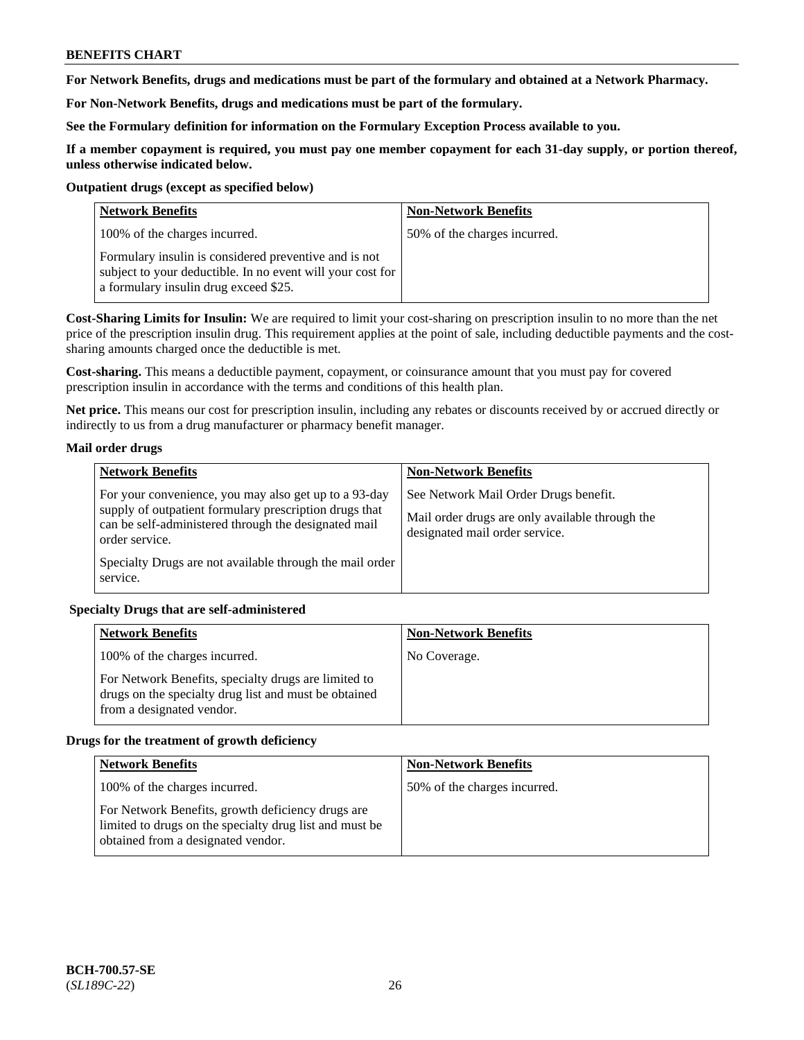**For Network Benefits, drugs and medications must be part of the formulary and obtained at a Network Pharmacy.**

**For Non-Network Benefits, drugs and medications must be part of the formulary.**

**See the Formulary definition for information on the Formulary Exception Process available to you.**

**If a member copayment is required, you must pay one member copayment for each 31-day supply, or portion thereof, unless otherwise indicated below.**

**Outpatient drugs (except as specified below)**

| Network Benefits | Non-Network Benefits |
|---|---|
| 100% of the charges incurred.<br><br>Formulary insulin is considered preventive and is not subject to your deductible. In no event will your cost for a formulary insulin drug exceed $25. | 50% of the charges incurred. |

**Cost-Sharing Limits for Insulin:** We are required to limit your cost-sharing on prescription insulin to no more than the net price of the prescription insulin drug. This requirement applies at the point of sale, including deductible payments and the cost-sharing amounts charged once the deductible is met.

**Cost-sharing.** This means a deductible payment, copayment, or coinsurance amount that you must pay for covered prescription insulin in accordance with the terms and conditions of this health plan.

**Net price.** This means our cost for prescription insulin, including any rebates or discounts received by or accrued directly or indirectly to us from a drug manufacturer or pharmacy benefit manager.

**Mail order drugs**

| Network Benefits | Non-Network Benefits |
|---|---|
| For your convenience, you may also get up to a 93-day supply of outpatient formulary prescription drugs that can be self-administered through the designated mail order service.<br><br>Specialty Drugs are not available through the mail order service. | See Network Mail Order Drugs benefit.<br><br>Mail order drugs are only available through the designated mail order service. |

**Specialty Drugs that are self-administered**

| Network Benefits | Non-Network Benefits |
|---|---|
| 100% of the charges incurred.<br><br>For Network Benefits, specialty drugs are limited to drugs on the specialty drug list and must be obtained from a designated vendor. | No Coverage. |

**Drugs for the treatment of growth deficiency**

| Network Benefits | Non-Network Benefits |
|---|---|
| 100% of the charges incurred.<br><br>For Network Benefits, growth deficiency drugs are limited to drugs on the specialty drug list and must be obtained from a designated vendor. | 50% of the charges incurred. |

**BCH-700.57-SE**
(*SL189C-22*)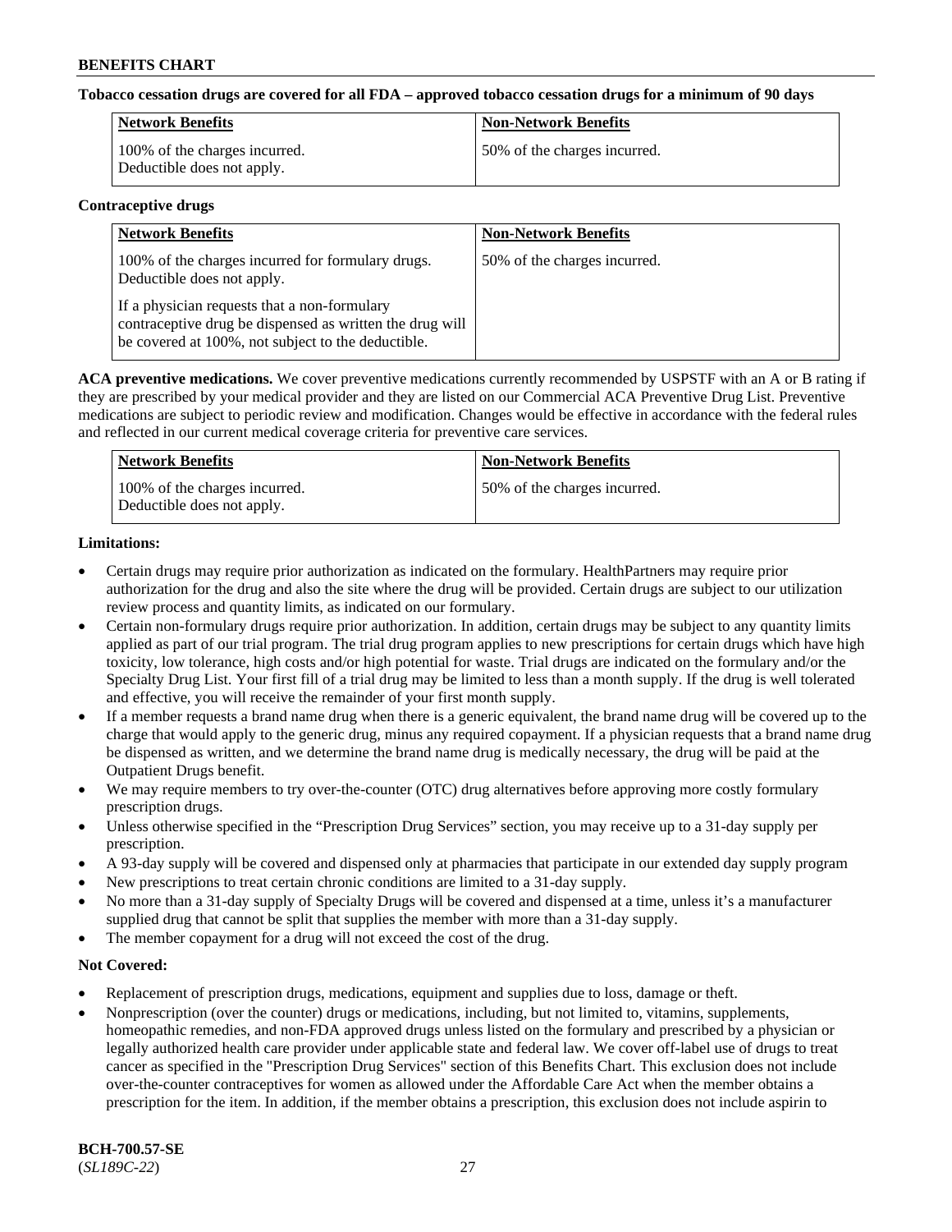**Tobacco cessation drugs are covered for all FDA – approved tobacco cessation drugs for a minimum of 90 days**

| Network Benefits | Non-Network Benefits |
|---|---|
| 100% of the charges incurred. Deductible does not apply. | 50% of the charges incurred. |

**Contraceptive drugs**

| Network Benefits | Non-Network Benefits |
|---|---|
| 100% of the charges incurred for formulary drugs. Deductible does not apply. If a physician requests that a non-formulary contraceptive drug be dispensed as written the drug will be covered at 100%, not subject to the deductible. | 50% of the charges incurred. |

**ACA preventive medications.** We cover preventive medications currently recommended by USPSTF with an A or B rating if they are prescribed by your medical provider and they are listed on our Commercial ACA Preventive Drug List. Preventive medications are subject to periodic review and modification. Changes would be effective in accordance with the federal rules and reflected in our current medical coverage criteria for preventive care services.

| Network Benefits | Non-Network Benefits |
|---|---|
| 100% of the charges incurred. Deductible does not apply. | 50% of the charges incurred. |

**Limitations:**

- Certain drugs may require prior authorization as indicated on the formulary. HealthPartners may require prior authorization for the drug and also the site where the drug will be provided. Certain drugs are subject to our utilization review process and quantity limits, as indicated on our formulary.
- Certain non-formulary drugs require prior authorization. In addition, certain drugs may be subject to any quantity limits applied as part of our trial program. The trial drug program applies to new prescriptions for certain drugs which have high toxicity, low tolerance, high costs and/or high potential for waste. Trial drugs are indicated on the formulary and/or the Specialty Drug List. Your first fill of a trial drug may be limited to less than a month supply. If the drug is well tolerated and effective, you will receive the remainder of your first month supply.
- If a member requests a brand name drug when there is a generic equivalent, the brand name drug will be covered up to the charge that would apply to the generic drug, minus any required copayment. If a physician requests that a brand name drug be dispensed as written, and we determine the brand name drug is medically necessary, the drug will be paid at the Outpatient Drugs benefit.
- We may require members to try over-the-counter (OTC) drug alternatives before approving more costly formulary prescription drugs.
- Unless otherwise specified in the "Prescription Drug Services" section, you may receive up to a 31-day supply per prescription.
- A 93-day supply will be covered and dispensed only at pharmacies that participate in our extended day supply program
- New prescriptions to treat certain chronic conditions are limited to a 31-day supply.
- No more than a 31-day supply of Specialty Drugs will be covered and dispensed at a time, unless it's a manufacturer supplied drug that cannot be split that supplies the member with more than a 31-day supply.
- The member copayment for a drug will not exceed the cost of the drug.

**Not Covered:**

- Replacement of prescription drugs, medications, equipment and supplies due to loss, damage or theft.
- Nonprescription (over the counter) drugs or medications, including, but not limited to, vitamins, supplements, homeopathic remedies, and non-FDA approved drugs unless listed on the formulary and prescribed by a physician or legally authorized health care provider under applicable state and federal law. We cover off-label use of drugs to treat cancer as specified in the "Prescription Drug Services" section of this Benefits Chart. This exclusion does not include over-the-counter contraceptives for women as allowed under the Affordable Care Act when the member obtains a prescription for the item. In addition, if the member obtains a prescription, this exclusion does not include aspirin to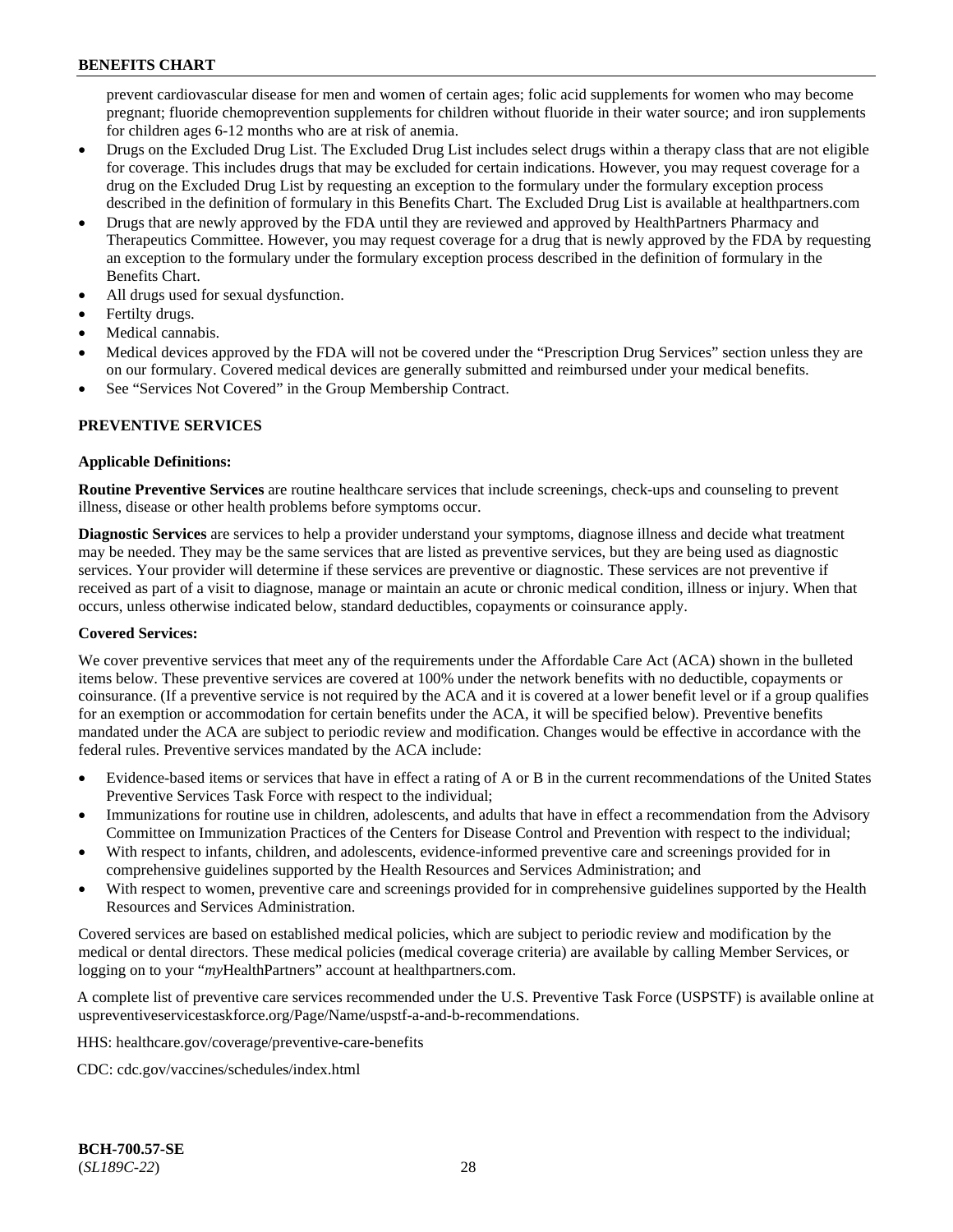prevent cardiovascular disease for men and women of certain ages; folic acid supplements for women who may become pregnant; fluoride chemoprevention supplements for children without fluoride in their water source; and iron supplements for children ages 6-12 months who are at risk of anemia.

- Drugs on the Excluded Drug List. The Excluded Drug List includes select drugs within a therapy class that are not eligible for coverage. This includes drugs that may be excluded for certain indications. However, you may request coverage for a drug on the Excluded Drug List by requesting an exception to the formulary under the formulary exception process described in the definition of formulary in this Benefits Chart. The Excluded Drug List is available at healthpartners.com
- Drugs that are newly approved by the FDA until they are reviewed and approved by HealthPartners Pharmacy and Therapeutics Committee. However, you may request coverage for a drug that is newly approved by the FDA by requesting an exception to the formulary under the formulary exception process described in the definition of formulary in the Benefits Chart.
- All drugs used for sexual dysfunction.
- Fertilty drugs.
- Medical cannabis.
- Medical devices approved by the FDA will not be covered under the "Prescription Drug Services" section unless they are on our formulary. Covered medical devices are generally submitted and reimbursed under your medical benefits.
- See "Services Not Covered" in the Group Membership Contract.

## PREVENTIVE SERVICES

### Applicable Definitions:

**Routine Preventive Services** are routine healthcare services that include screenings, check-ups and counseling to prevent illness, disease or other health problems before symptoms occur.

**Diagnostic Services** are services to help a provider understand your symptoms, diagnose illness and decide what treatment may be needed. They may be the same services that are listed as preventive services, but they are being used as diagnostic services. Your provider will determine if these services are preventive or diagnostic. These services are not preventive if received as part of a visit to diagnose, manage or maintain an acute or chronic medical condition, illness or injury. When that occurs, unless otherwise indicated below, standard deductibles, copayments or coinsurance apply.

### Covered Services:

We cover preventive services that meet any of the requirements under the Affordable Care Act (ACA) shown in the bulleted items below. These preventive services are covered at 100% under the network benefits with no deductible, copayments or coinsurance. (If a preventive service is not required by the ACA and it is covered at a lower benefit level or if a group qualifies for an exemption or accommodation for certain benefits under the ACA, it will be specified below). Preventive benefits mandated under the ACA are subject to periodic review and modification. Changes would be effective in accordance with the federal rules. Preventive services mandated by the ACA include:

- Evidence-based items or services that have in effect a rating of A or B in the current recommendations of the United States Preventive Services Task Force with respect to the individual;
- Immunizations for routine use in children, adolescents, and adults that have in effect a recommendation from the Advisory Committee on Immunization Practices of the Centers for Disease Control and Prevention with respect to the individual;
- With respect to infants, children, and adolescents, evidence-informed preventive care and screenings provided for in comprehensive guidelines supported by the Health Resources and Services Administration; and
- With respect to women, preventive care and screenings provided for in comprehensive guidelines supported by the Health Resources and Services Administration.

Covered services are based on established medical policies, which are subject to periodic review and modification by the medical or dental directors. These medical policies (medical coverage criteria) are available by calling Member Services, or logging on to your "*my*HealthPartners" account at healthpartners.com.

A complete list of preventive care services recommended under the U.S. Preventive Task Force (USPSTF) is available online at uspreventiveservicestaskforce.org/Page/Name/uspstf-a-and-b-recommendations.

HHS: healthcare.gov/coverage/preventive-care-benefits

CDC: cdc.gov/vaccines/schedules/index.html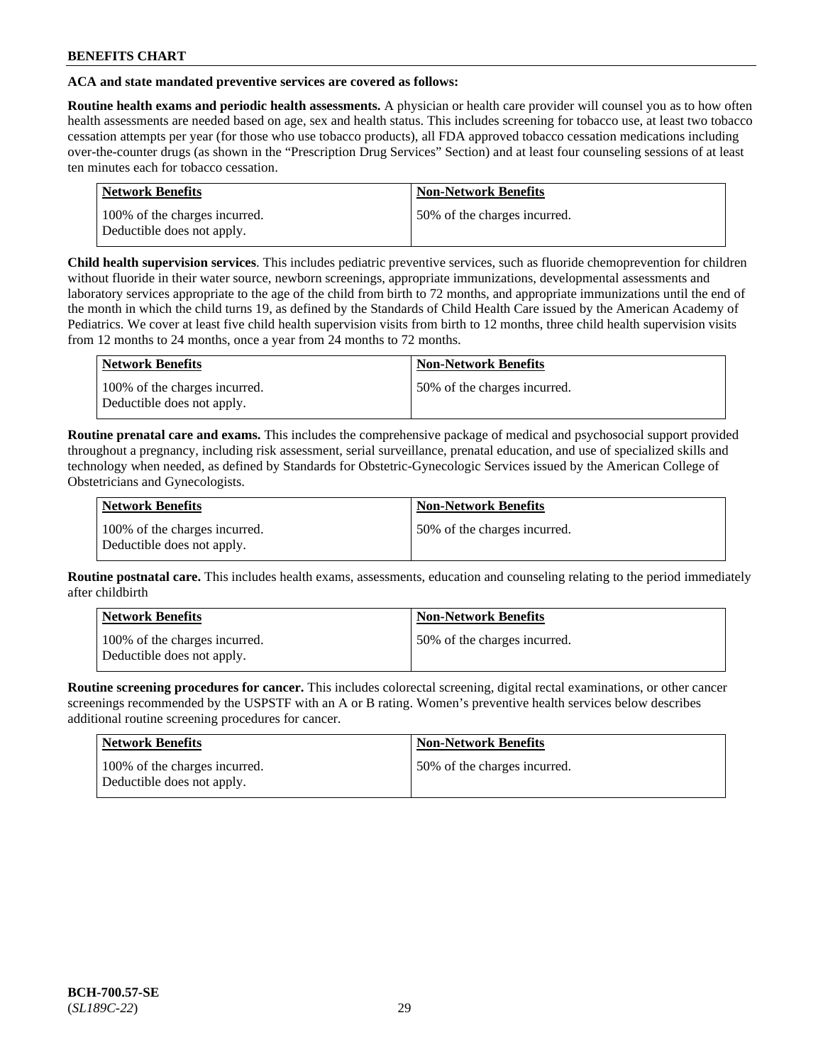**BENEFITS CHART**

**ACA and state mandated preventive services are covered as follows:**

**Routine health exams and periodic health assessments.** A physician or health care provider will counsel you as to how often health assessments are needed based on age, sex and health status. This includes screening for tobacco use, at least two tobacco cessation attempts per year (for those who use tobacco products), all FDA approved tobacco cessation medications including over-the-counter drugs (as shown in the "Prescription Drug Services" Section) and at least four counseling sessions of at least ten minutes each for tobacco cessation.

| Network Benefits | Non-Network Benefits |
|---|---|
| 100% of the charges incurred. Deductible does not apply. | 50% of the charges incurred. |

**Child health supervision services**. This includes pediatric preventive services, such as fluoride chemoprevention for children without fluoride in their water source, newborn screenings, appropriate immunizations, developmental assessments and laboratory services appropriate to the age of the child from birth to 72 months, and appropriate immunizations until the end of the month in which the child turns 19, as defined by the Standards of Child Health Care issued by the American Academy of Pediatrics. We cover at least five child health supervision visits from birth to 12 months, three child health supervision visits from 12 months to 24 months, once a year from 24 months to 72 months.

| Network Benefits | Non-Network Benefits |
|---|---|
| 100% of the charges incurred. Deductible does not apply. | 50% of the charges incurred. |

**Routine prenatal care and exams.** This includes the comprehensive package of medical and psychosocial support provided throughout a pregnancy, including risk assessment, serial surveillance, prenatal education, and use of specialized skills and technology when needed, as defined by Standards for Obstetric-Gynecologic Services issued by the American College of Obstetricians and Gynecologists.

| Network Benefits | Non-Network Benefits |
|---|---|
| 100% of the charges incurred. Deductible does not apply. | 50% of the charges incurred. |

**Routine postnatal care.** This includes health exams, assessments, education and counseling relating to the period immediately after childbirth

| Network Benefits | Non-Network Benefits |
|---|---|
| 100% of the charges incurred. Deductible does not apply. | 50% of the charges incurred. |

**Routine screening procedures for cancer.** This includes colorectal screening, digital rectal examinations, or other cancer screenings recommended by the USPSTF with an A or B rating. Women's preventive health services below describes additional routine screening procedures for cancer.

| Network Benefits | Non-Network Benefits |
|---|---|
| 100% of the charges incurred. Deductible does not apply. | 50% of the charges incurred. |

**BCH-700.57-SE**
(*SL189C-22*)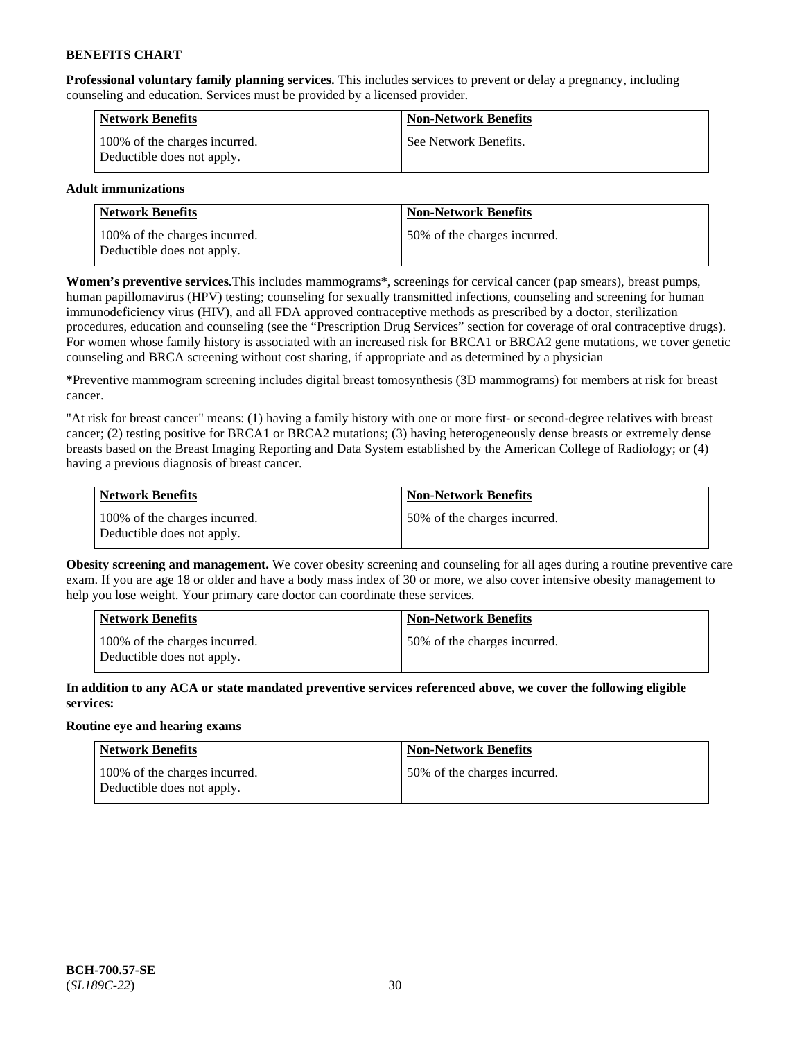**Professional voluntary family planning services.** This includes services to prevent or delay a pregnancy, including counseling and education. Services must be provided by a licensed provider.

| Network Benefits | Non-Network Benefits |
|---|---|
| 100% of the charges incurred. Deductible does not apply. | See Network Benefits. |

**Adult immunizations**

| Network Benefits | Non-Network Benefits |
|---|---|
| 100% of the charges incurred. Deductible does not apply. | 50% of the charges incurred. |

**Women's preventive services.**This includes mammograms*, screenings for cervical cancer (pap smears), breast pumps, human papillomavirus (HPV) testing; counseling for sexually transmitted infections, counseling and screening for human immunodeficiency virus (HIV), and all FDA approved contraceptive methods as prescribed by a doctor, sterilization procedures, education and counseling (see the "Prescription Drug Services" section for coverage of oral contraceptive drugs). For women whose family history is associated with an increased risk for BRCA1 or BRCA2 gene mutations, we cover genetic counseling and BRCA screening without cost sharing, if appropriate and as determined by a physician

***** Preventive mammogram screening includes digital breast tomosynthesis (3D mammograms) for members at risk for breast cancer.

"At risk for breast cancer" means: (1) having a family history with one or more first- or second-degree relatives with breast cancer; (2) testing positive for BRCA1 or BRCA2 mutations; (3) having heterogeneously dense breasts or extremely dense breasts based on the Breast Imaging Reporting and Data System established by the American College of Radiology; or (4) having a previous diagnosis of breast cancer.

| Network Benefits | Non-Network Benefits |
|---|---|
| 100% of the charges incurred. Deductible does not apply. | 50% of the charges incurred. |

**Obesity screening and management.** We cover obesity screening and counseling for all ages during a routine preventive care exam. If you are age 18 or older and have a body mass index of 30 or more, we also cover intensive obesity management to help you lose weight. Your primary care doctor can coordinate these services.

| Network Benefits | Non-Network Benefits |
|---|---|
| 100% of the charges incurred. Deductible does not apply. | 50% of the charges incurred. |

**In addition to any ACA or state mandated preventive services referenced above, we cover the following eligible services:**

**Routine eye and hearing exams**

| Network Benefits | Non-Network Benefits |
|---|---|
| 100% of the charges incurred. Deductible does not apply. | 50% of the charges incurred. |

**BCH-700.57-SE**
(*SL189C-22*)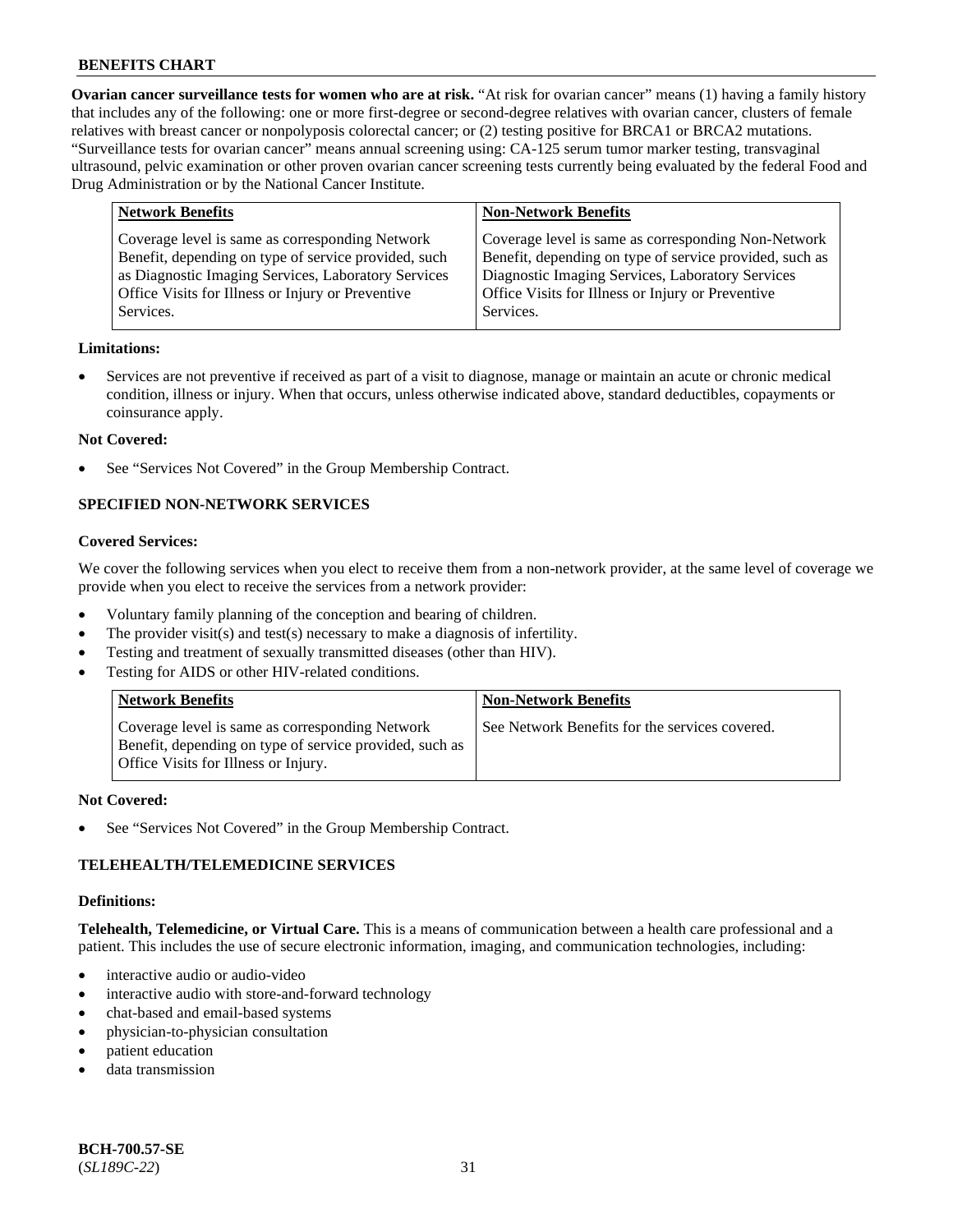**Ovarian cancer surveillance tests for women who are at risk.** "At risk for ovarian cancer" means (1) having a family history that includes any of the following: one or more first-degree or second-degree relatives with ovarian cancer, clusters of female relatives with breast cancer or nonpolyposis colorectal cancer; or (2) testing positive for BRCA1 or BRCA2 mutations. "Surveillance tests for ovarian cancer" means annual screening using: CA-125 serum tumor marker testing, transvaginal ultrasound, pelvic examination or other proven ovarian cancer screening tests currently being evaluated by the federal Food and Drug Administration or by the National Cancer Institute.

| Network Benefits | Non-Network Benefits |
|---|---|
| Coverage level is same as corresponding Network Benefit, depending on type of service provided, such as Diagnostic Imaging Services, Laboratory Services Office Visits for Illness or Injury or Preventive Services. | Coverage level is same as corresponding Non-Network Benefit, depending on type of service provided, such as Diagnostic Imaging Services, Laboratory Services Office Visits for Illness or Injury or Preventive Services. |

**Limitations:**

- Services are not preventive if received as part of a visit to diagnose, manage or maintain an acute or chronic medical condition, illness or injury. When that occurs, unless otherwise indicated above, standard deductibles, copayments or coinsurance apply.

**Not Covered:**

- See "Services Not Covered" in the Group Membership Contract.

### SPECIFIED NON-NETWORK SERVICES

**Covered Services:**

We cover the following services when you elect to receive them from a non-network provider, at the same level of coverage we provide when you elect to receive the services from a network provider:

- Voluntary family planning of the conception and bearing of children.
- The provider visit(s) and test(s) necessary to make a diagnosis of infertility.
- Testing and treatment of sexually transmitted diseases (other than HIV).
- Testing for AIDS or other HIV-related conditions.

| Network Benefits | Non-Network Benefits |
|---|---|
| Coverage level is same as corresponding Network Benefit, depending on type of service provided, such as Office Visits for Illness or Injury. | See Network Benefits for the services covered. |

**Not Covered:**

- See "Services Not Covered" in the Group Membership Contract.

### TELEHEALTH/TELEMEDICINE SERVICES

**Definitions:**

**Telehealth, Telemedicine, or Virtual Care.** This is a means of communication between a health care professional and a patient. This includes the use of secure electronic information, imaging, and communication technologies, including:

- interactive audio or audio-video
- interactive audio with store-and-forward technology
- chat-based and email-based systems
- physician-to-physician consultation
- patient education
- data transmission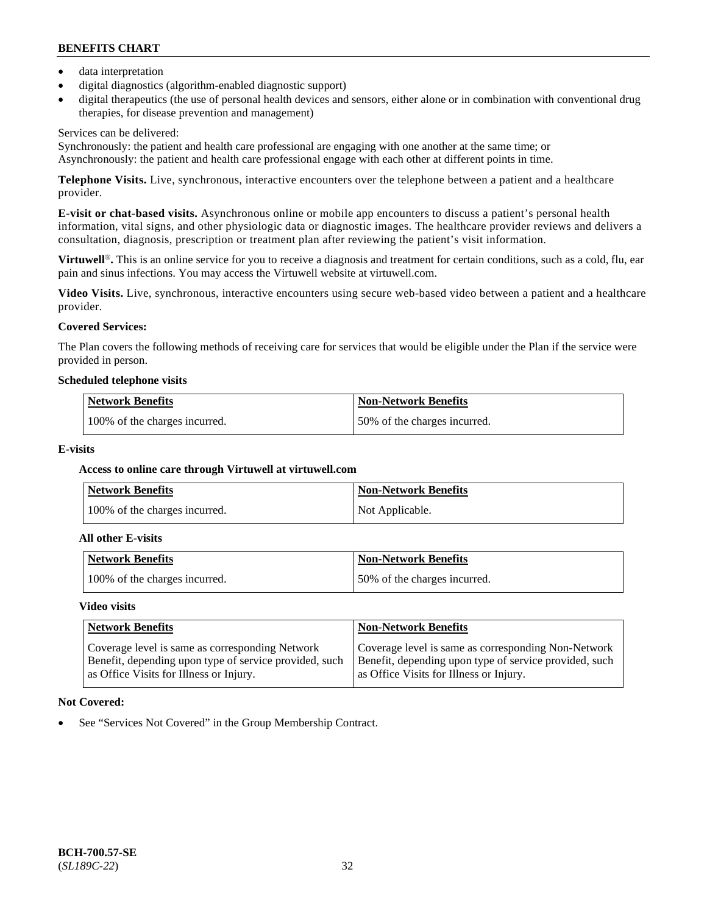- data interpretation
- digital diagnostics (algorithm-enabled diagnostic support)
- digital therapeutics (the use of personal health devices and sensors, either alone or in combination with conventional drug therapies, for disease prevention and management)

Services can be delivered:
Synchronously: the patient and health care professional are engaging with one another at the same time; or
Asynchronously: the patient and health care professional engage with each other at different points in time.

**Telephone Visits.** Live, synchronous, interactive encounters over the telephone between a patient and a healthcare provider.

**E-visit or chat-based visits.** Asynchronous online or mobile app encounters to discuss a patient's personal health information, vital signs, and other physiologic data or diagnostic images. The healthcare provider reviews and delivers a consultation, diagnosis, prescription or treatment plan after reviewing the patient's visit information.

**Virtuwell®.** This is an online service for you to receive a diagnosis and treatment for certain conditions, such as a cold, flu, ear pain and sinus infections. You may access the Virtuwell website at virtuwell.com.

**Video Visits.** Live, synchronous, interactive encounters using secure web-based video between a patient and a healthcare provider.

**Covered Services:**

The Plan covers the following methods of receiving care for services that would be eligible under the Plan if the service were provided in person.

**Scheduled telephone visits**

| Network Benefits | Non-Network Benefits |
|---|---|
| 100% of the charges incurred. | 50% of the charges incurred. |

**E-visits**

**Access to online care through Virtuwell at virtuwell.com**

| Network Benefits | Non-Network Benefits |
|---|---|
| 100% of the charges incurred. | Not Applicable. |

**All other E-visits**

| Network Benefits | Non-Network Benefits |
|---|---|
| 100% of the charges incurred. | 50% of the charges incurred. |

**Video visits**

| Network Benefits | Non-Network Benefits |
|---|---|
| Coverage level is same as corresponding Network Benefit, depending upon type of service provided, such as Office Visits for Illness or Injury. | Coverage level is same as corresponding Non-Network Benefit, depending upon type of service provided, such as Office Visits for Illness or Injury. |

**Not Covered:**

- See "Services Not Covered" in the Group Membership Contract.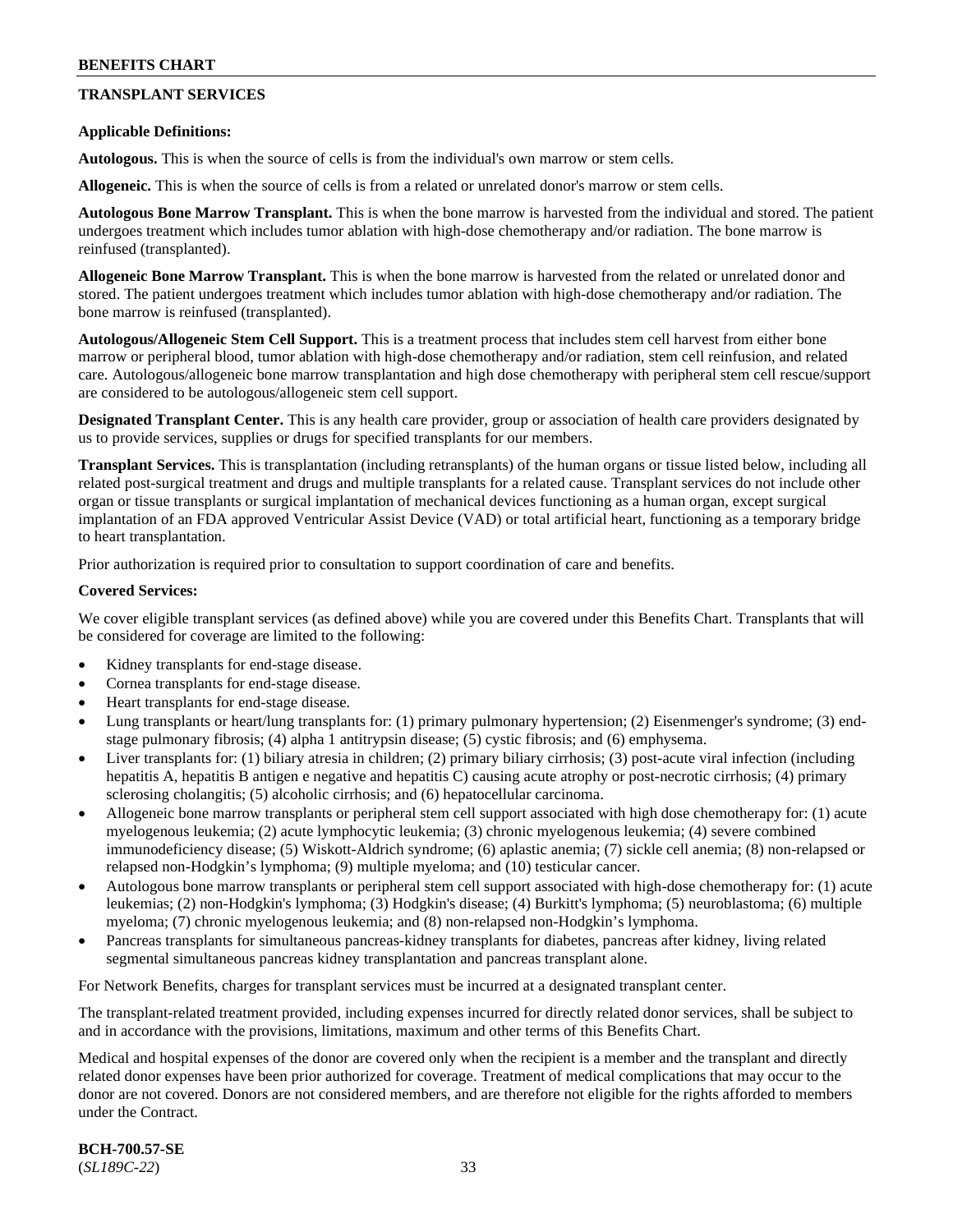## TRANSPLANT SERVICES

**Applicable Definitions:**

**Autologous.** This is when the source of cells is from the individual's own marrow or stem cells.

**Allogeneic.** This is when the source of cells is from a related or unrelated donor's marrow or stem cells.

**Autologous Bone Marrow Transplant.** This is when the bone marrow is harvested from the individual and stored. The patient undergoes treatment which includes tumor ablation with high-dose chemotherapy and/or radiation. The bone marrow is reinfused (transplanted).

**Allogeneic Bone Marrow Transplant.** This is when the bone marrow is harvested from the related or unrelated donor and stored. The patient undergoes treatment which includes tumor ablation with high-dose chemotherapy and/or radiation. The bone marrow is reinfused (transplanted).

**Autologous/Allogeneic Stem Cell Support.** This is a treatment process that includes stem cell harvest from either bone marrow or peripheral blood, tumor ablation with high-dose chemotherapy and/or radiation, stem cell reinfusion, and related care. Autologous/allogeneic bone marrow transplantation and high dose chemotherapy with peripheral stem cell rescue/support are considered to be autologous/allogeneic stem cell support.

**Designated Transplant Center.** This is any health care provider, group or association of health care providers designated by us to provide services, supplies or drugs for specified transplants for our members.

**Transplant Services.** This is transplantation (including retransplants) of the human organs or tissue listed below, including all related post-surgical treatment and drugs and multiple transplants for a related cause. Transplant services do not include other organ or tissue transplants or surgical implantation of mechanical devices functioning as a human organ, except surgical implantation of an FDA approved Ventricular Assist Device (VAD) or total artificial heart, functioning as a temporary bridge to heart transplantation.

Prior authorization is required prior to consultation to support coordination of care and benefits.

**Covered Services:**

We cover eligible transplant services (as defined above) while you are covered under this Benefits Chart. Transplants that will be considered for coverage are limited to the following:

- Kidney transplants for end-stage disease.
- Cornea transplants for end-stage disease.
- Heart transplants for end-stage disease.
- Lung transplants or heart/lung transplants for: (1) primary pulmonary hypertension; (2) Eisenmenger's syndrome; (3) end-stage pulmonary fibrosis; (4) alpha 1 antitrypsin disease; (5) cystic fibrosis; and (6) emphysema.
- Liver transplants for: (1) biliary atresia in children; (2) primary biliary cirrhosis; (3) post-acute viral infection (including hepatitis A, hepatitis B antigen e negative and hepatitis C) causing acute atrophy or post-necrotic cirrhosis; (4) primary sclerosing cholangitis; (5) alcoholic cirrhosis; and (6) hepatocellular carcinoma.
- Allogeneic bone marrow transplants or peripheral stem cell support associated with high dose chemotherapy for: (1) acute myelogenous leukemia; (2) acute lymphocytic leukemia; (3) chronic myelogenous leukemia; (4) severe combined immunodeficiency disease; (5) Wiskott-Aldrich syndrome; (6) aplastic anemia; (7) sickle cell anemia; (8) non-relapsed or relapsed non-Hodgkin’s lymphoma; (9) multiple myeloma; and (10) testicular cancer.
- Autologous bone marrow transplants or peripheral stem cell support associated with high-dose chemotherapy for: (1) acute leukemias; (2) non-Hodgkin's lymphoma; (3) Hodgkin's disease; (4) Burkitt's lymphoma; (5) neuroblastoma; (6) multiple myeloma; (7) chronic myelogenous leukemia; and (8) non-relapsed non-Hodgkin’s lymphoma.
- Pancreas transplants for simultaneous pancreas-kidney transplants for diabetes, pancreas after kidney, living related segmental simultaneous pancreas kidney transplantation and pancreas transplant alone.

For Network Benefits, charges for transplant services must be incurred at a designated transplant center.

The transplant-related treatment provided, including expenses incurred for directly related donor services, shall be subject to and in accordance with the provisions, limitations, maximum and other terms of this Benefits Chart.

Medical and hospital expenses of the donor are covered only when the recipient is a member and the transplant and directly related donor expenses have been prior authorized for coverage. Treatment of medical complications that may occur to the donor are not covered. Donors are not considered members, and are therefore not eligible for the rights afforded to members under the Contract.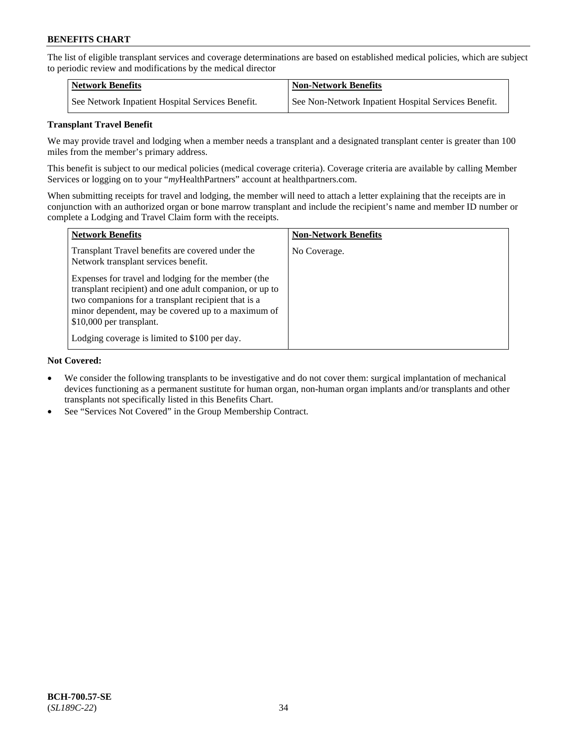The list of eligible transplant services and coverage determinations are based on established medical policies, which are subject to periodic review and modifications by the medical director

| Network Benefits | Non-Network Benefits |
| --- | --- |
| See Network Inpatient Hospital Services Benefit. | See Non-Network Inpatient Hospital Services Benefit. |

**Transplant Travel Benefit**

We may provide travel and lodging when a member needs a transplant and a designated transplant center is greater than 100 miles from the member's primary address.

This benefit is subject to our medical policies (medical coverage criteria). Coverage criteria are available by calling Member Services or logging on to your "*my*HealthPartners" account at healthpartners.com.

When submitting receipts for travel and lodging, the member will need to attach a letter explaining that the receipts are in conjunction with an authorized organ or bone marrow transplant and include the recipient's name and member ID number or complete a Lodging and Travel Claim form with the receipts.

| Network Benefits | Non-Network Benefits |
| --- | --- |
| Transplant Travel benefits are covered under the Network transplant services benefit.<br><br>Expenses for travel and lodging for the member (the transplant recipient) and one adult companion, or up to two companions for a transplant recipient that is a minor dependent, may be covered up to a maximum of $10,000 per transplant.<br><br>Lodging coverage is limited to $100 per day. | No Coverage. |

**Not Covered:**

- We consider the following transplants to be investigative and do not cover them: surgical implantation of mechanical devices functioning as a permanent sustitute for human organ, non-human organ implants and/or transplants and other transplants not specifically listed in this Benefits Chart.
- See "Services Not Covered" in the Group Membership Contract.